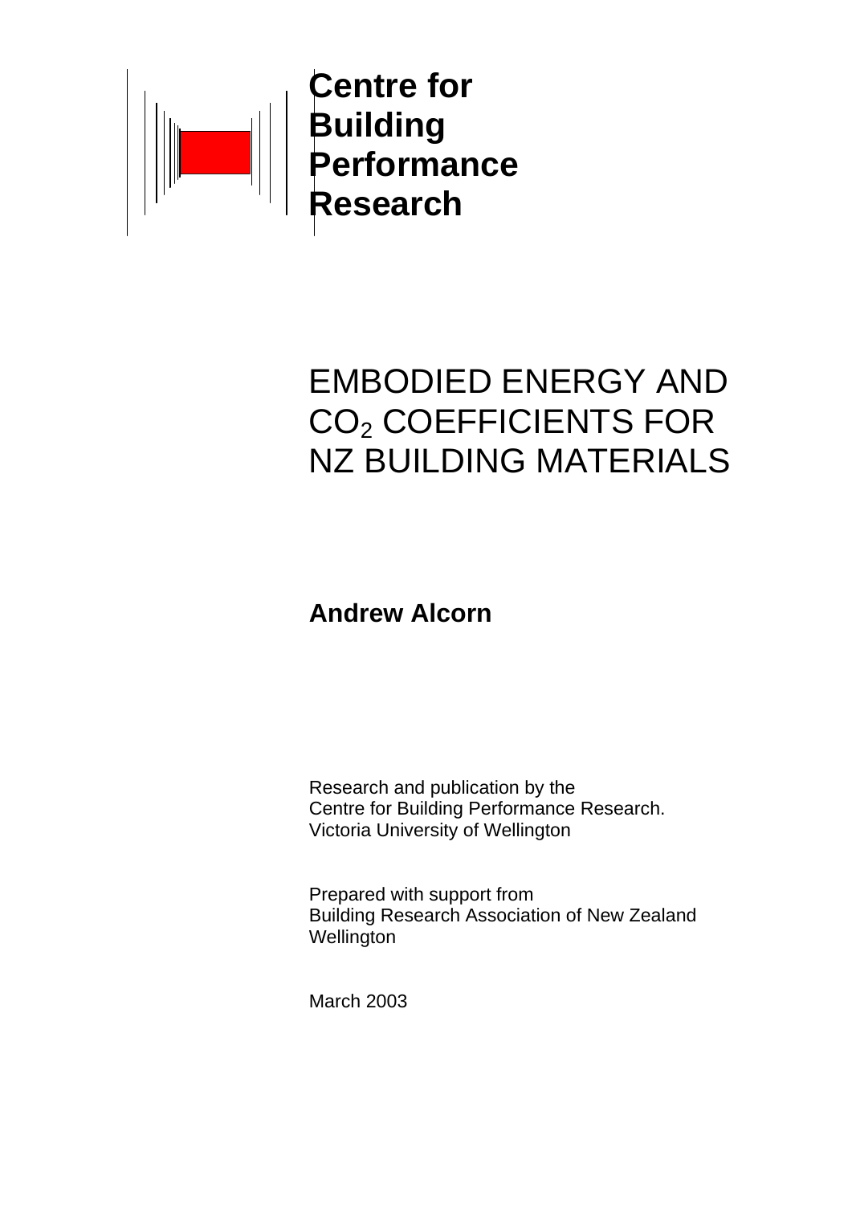**Centre for Building Performance Research**

# EMBODIED ENERGY AND $CO_2$ COEFFICIENTS FOR NZ BUILDING MATERIALS

**Andrew Alcorn**

Research and publication by the
Centre for Building Performance Research.
Victoria University of Wellington

Prepared with support from
Building Research Association of New Zealand
Wellington

March 2003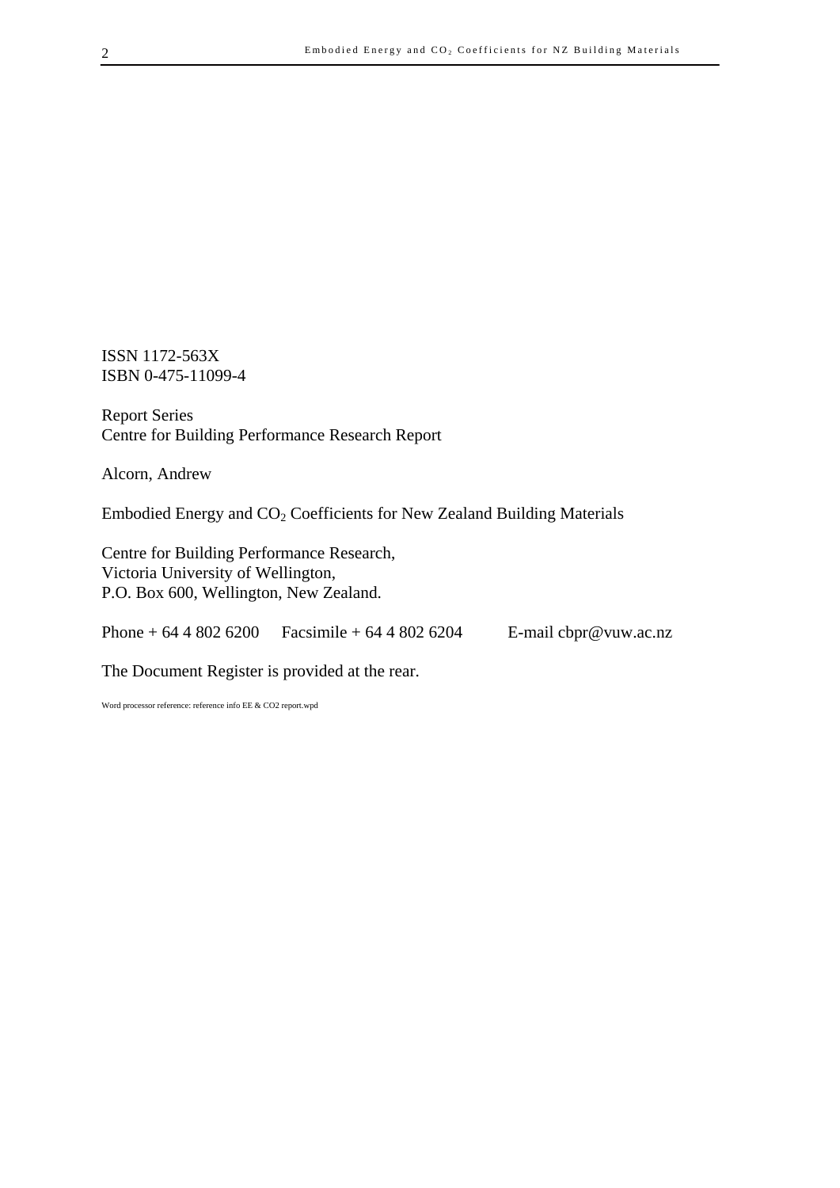ISSN 1172-563X
ISBN 0-475-11099-4

Report Series
Centre for Building Performance Research Report

Alcorn, Andrew

Embodied Energy and $CO_2$ Coefficients for New Zealand Building Materials

Centre for Building Performance Research,
Victoria University of Wellington,
P.O. Box 600, Wellington, New Zealand.

Phone + 64 4 802 6200 Facsimile + 64 4 802 6204 E-mail cbpr@vuw.ac.nz

The Document Register is provided at the rear.

Word processor reference: reference info EE & CO2 report.wpd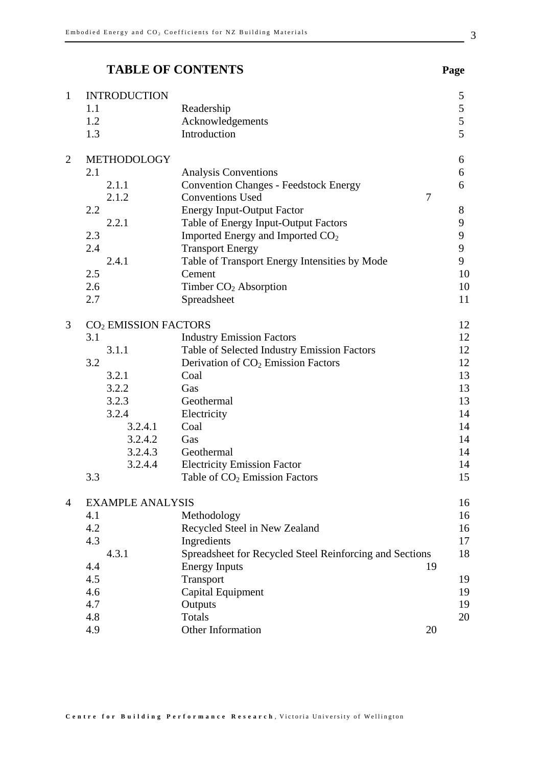# TABLE OF CONTENTS

| | | | Page |
|---|---|---|---|
| 1 | INTRODUCTION | | 5 |
| | 1.1 | Readership | 5 |
| | 1.2 | Acknowledgements | 5 |
| | 1.3 | Introduction | 5 |
| 2 | METHODOLOGY | | 6 |
| | 2.1 | Analysis Conventions | 6 |
| | 2.1.1 | Convention Changes - Feedstock Energy | 6 |
| | 2.1.2 | Conventions Used | 7 |
| | 2.2 | Energy Input-Output Factor | 8 |
| | 2.2.1 | Table of Energy Input-Output Factors | 9 |
| | 2.3 | Imported Energy and Imported $CO_2$ | 9 |
| | 2.4 | Transport Energy | 9 |
| | 2.4.1 | Table of Transport Energy Intensities by Mode | 9 |
| | 2.5 | Cement | 10 |
| | 2.6 | Timber $CO_2$ Absorption | 10 |
| | 2.7 | Spreadsheet | 11 |
| 3 | $CO_2$ EMISSION FACTORS | | 12 |
| | 3.1 | Industry Emission Factors | 12 |
| | 3.1.1 | Table of Selected Industry Emission Factors | 12 |
| | 3.2 | Derivation of $CO_2$ Emission Factors | 12 |
| | 3.2.1 | Coal | 13 |
| | 3.2.2 | Gas | 13 |
| | 3.2.3 | Geothermal | 13 |
| | 3.2.4 | Electricity | 14 |
| | 3.2.4.1 | Coal | 14 |
| | 3.2.4.2 | Gas | 14 |
| | 3.2.4.3 | Geothermal | 14 |
| | 3.2.4.4 | Electricity Emission Factor | 14 |
| | 3.3 | Table of $CO_2$ Emission Factors | 15 |
| 4 | EXAMPLE ANALYSIS | | 16 |
| | 4.1 | Methodology | 16 |
| | 4.2 | Recycled Steel in New Zealand | 16 |
| | 4.3 | Ingredients | 17 |
| | 4.3.1 | Spreadsheet for Recycled Steel Reinforcing and Sections | 18 |
| | 4.4 | Energy Inputs | 19 |
| | 4.5 | Transport | 19 |
| | 4.6 | Capital Equipment | 19 |
| | 4.7 | Outputs | 19 |
| | 4.8 | Totals | 20 |
| | 4.9 | Other Information | 20 |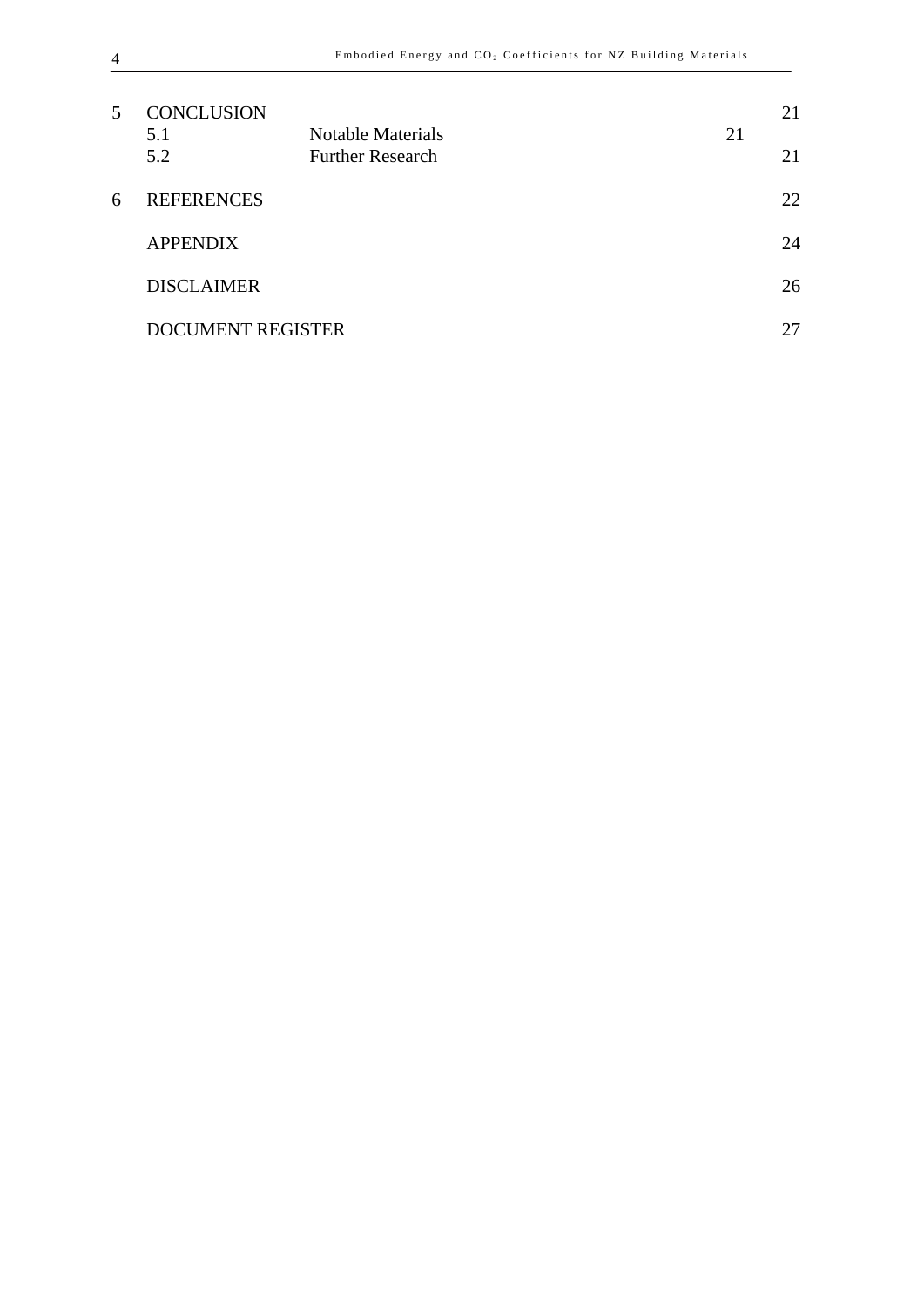| | | | |
|---|---|---|---|
| 5 | CONCLUSION | | 21 |
| | 5.1 | Notable Materials | 21 |
| | 5.2 | Further Research | 21 |
| 6 | REFERENCES | | 22 |
| | APPENDIX | | 24 |
| | DISCLAIMER | | 26 |
| | DOCUMENT REGISTER | | 27 |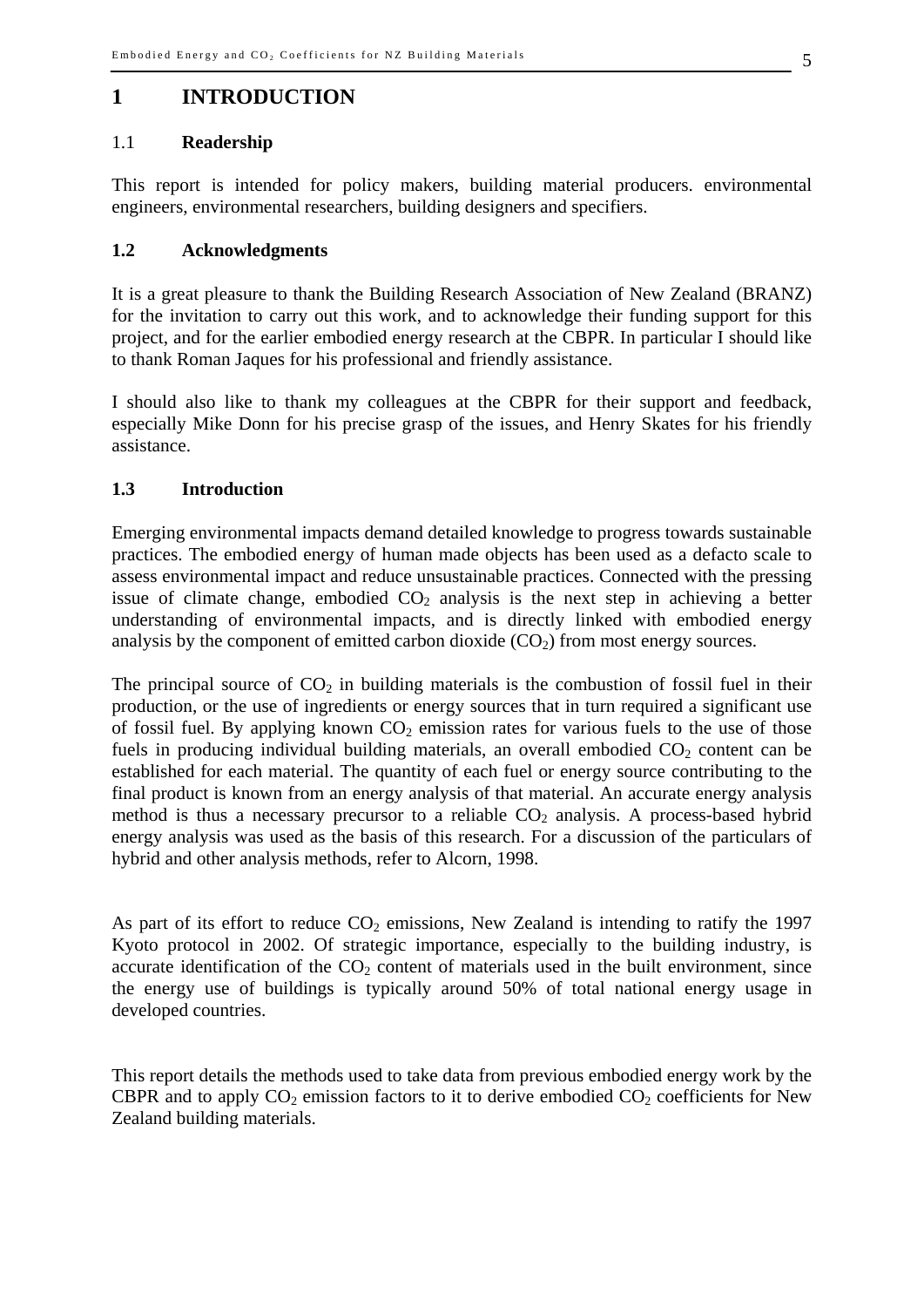# 1 INTRODUCTION

## 1.1 Readership

This report is intended for policy makers, building material producers. environmental engineers, environmental researchers, building designers and specifiers.

## 1.2 Acknowledgments

It is a great pleasure to thank the Building Research Association of New Zealand (BRANZ) for the invitation to carry out this work, and to acknowledge their funding support for this project, and for the earlier embodied energy research at the CBPR. In particular I should like to thank Roman Jaques for his professional and friendly assistance.

I should also like to thank my colleagues at the CBPR for their support and feedback, especially Mike Donn for his precise grasp of the issues, and Henry Skates for his friendly assistance.

## 1.3 Introduction

Emerging environmental impacts demand detailed knowledge to progress towards sustainable practices. The embodied energy of human made objects has been used as a defacto scale to assess environmental impact and reduce unsustainable practices. Connected with the pressing issue of climate change, embodied $CO_2$ analysis is the next step in achieving a better understanding of environmental impacts, and is directly linked with embodied energy analysis by the component of emitted carbon dioxide ($CO_2$) from most energy sources.

The principal source of $CO_2$ in building materials is the combustion of fossil fuel in their production, or the use of ingredients or energy sources that in turn required a significant use of fossil fuel. By applying known $CO_2$ emission rates for various fuels to the use of those fuels in producing individual building materials, an overall embodied $CO_2$ content can be established for each material. The quantity of each fuel or energy source contributing to the final product is known from an energy analysis of that material. An accurate energy analysis method is thus a necessary precursor to a reliable $CO_2$ analysis. A process-based hybrid energy analysis was used as the basis of this research. For a discussion of the particulars of hybrid and other analysis methods, refer to Alcorn, 1998.

As part of its effort to reduce $CO_2$ emissions, New Zealand is intending to ratify the 1997 Kyoto protocol in 2002. Of strategic importance, especially to the building industry, is accurate identification of the $CO_2$ content of materials used in the built environment, since the energy use of buildings is typically around 50% of total national energy usage in developed countries.

This report details the methods used to take data from previous embodied energy work by the CBPR and to apply $CO_2$ emission factors to it to derive embodied $CO_2$ coefficients for New Zealand building materials.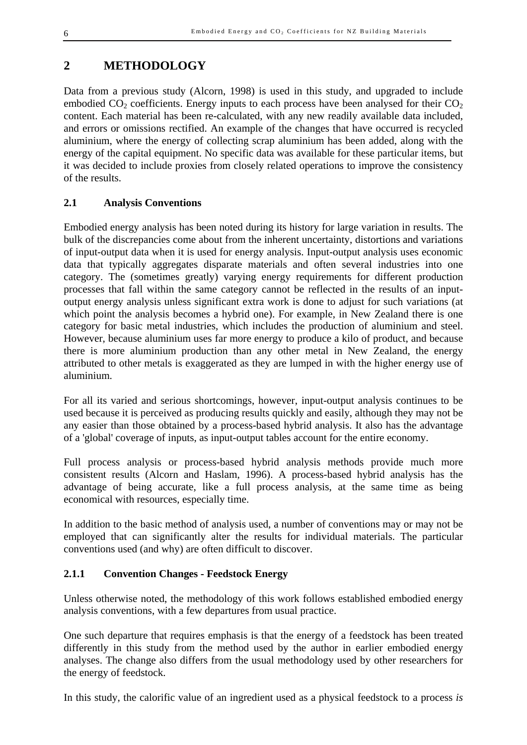# 2 METHODOLOGY

Data from a previous study (Alcorn, 1998) is used in this study, and upgraded to include embodied $CO_2$ coefficients. Energy inputs to each process have been analysed for their $CO_2$ content. Each material has been re-calculated, with any new readily available data included, and errors or omissions rectified. An example of the changes that have occurred is recycled aluminium, where the energy of collecting scrap aluminium has been added, along with the energy of the capital equipment. No specific data was available for these particular items, but it was decided to include proxies from closely related operations to improve the consistency of the results.

## 2.1 Analysis Conventions

Embodied energy analysis has been noted during its history for large variation in results. The bulk of the discrepancies come about from the inherent uncertainty, distortions and variations of input-output data when it is used for energy analysis. Input-output analysis uses economic data that typically aggregates disparate materials and often several industries into one category. The (sometimes greatly) varying energy requirements for different production processes that fall within the same category cannot be reflected in the results of an input-output energy analysis unless significant extra work is done to adjust for such variations (at which point the analysis becomes a hybrid one). For example, in New Zealand there is one category for basic metal industries, which includes the production of aluminium and steel. However, because aluminium uses far more energy to produce a kilo of product, and because there is more aluminium production than any other metal in New Zealand, the energy attributed to other metals is exaggerated as they are lumped in with the higher energy use of aluminium.

For all its varied and serious shortcomings, however, input-output analysis continues to be used because it is perceived as producing results quickly and easily, although they may not be any easier than those obtained by a process-based hybrid analysis. It also has the advantage of a 'global' coverage of inputs, as input-output tables account for the entire economy.

Full process analysis or process-based hybrid analysis methods provide much more consistent results (Alcorn and Haslam, 1996). A process-based hybrid analysis has the advantage of being accurate, like a full process analysis, at the same time as being economical with resources, especially time.

In addition to the basic method of analysis used, a number of conventions may or may not be employed that can significantly alter the results for individual materials. The particular conventions used (and why) are often difficult to discover.

### 2.1.1 Convention Changes - Feedstock Energy

Unless otherwise noted, the methodology of this work follows established embodied energy analysis conventions, with a few departures from usual practice.

One such departure that requires emphasis is that the energy of a feedstock has been treated differently in this study from the method used by the author in earlier embodied energy analyses. The change also differs from the usual methodology used by other researchers for the energy of feedstock.

In this study, the calorific value of an ingredient used as a physical feedstock to a process *is*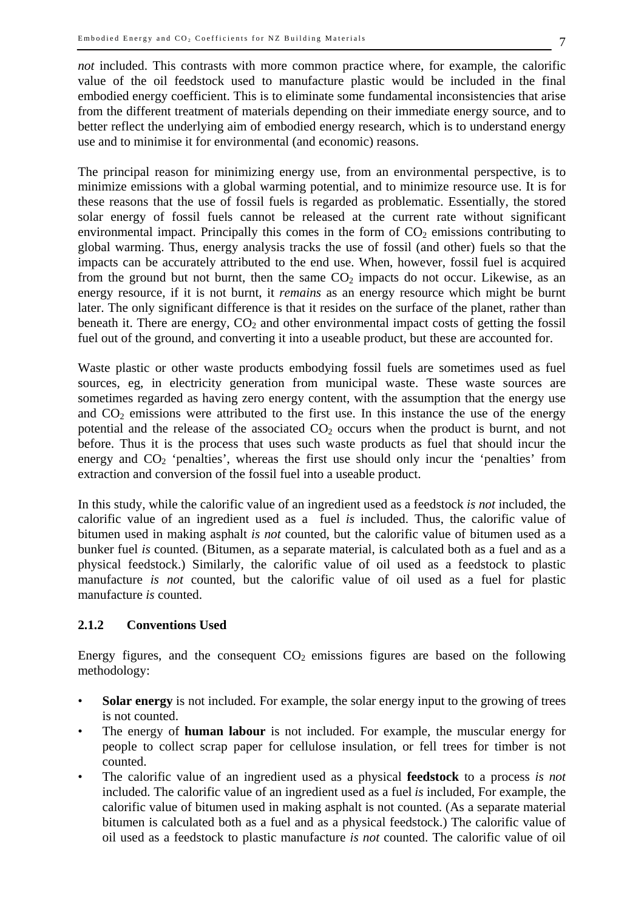*not* included. This contrasts with more common practice where, for example, the calorific value of the oil feedstock used to manufacture plastic would be included in the final embodied energy coefficient. This is to eliminate some fundamental inconsistencies that arise from the different treatment of materials depending on their immediate energy source, and to better reflect the underlying aim of embodied energy research, which is to understand energy use and to minimise it for environmental (and economic) reasons.

The principal reason for minimizing energy use, from an environmental perspective, is to minimize emissions with a global warming potential, and to minimize resource use. It is for these reasons that the use of fossil fuels is regarded as problematic. Essentially, the stored solar energy of fossil fuels cannot be released at the current rate without significant environmental impact. Principally this comes in the form of $CO_2$ emissions contributing to global warming. Thus, energy analysis tracks the use of fossil (and other) fuels so that the impacts can be accurately attributed to the end use. When, however, fossil fuel is acquired from the ground but not burnt, then the same $CO_2$ impacts do not occur. Likewise, as an energy resource, if it is not burnt, it *remains* as an energy resource which might be burnt later. The only significant difference is that it resides on the surface of the planet, rather than beneath it. There are energy, $CO_2$ and other environmental impact costs of getting the fossil fuel out of the ground, and converting it into a useable product, but these are accounted for.

Waste plastic or other waste products embodying fossil fuels are sometimes used as fuel sources, eg, in electricity generation from municipal waste. These waste sources are sometimes regarded as having zero energy content, with the assumption that the energy use and $CO_2$ emissions were attributed to the first use. In this instance the use of the energy potential and the release of the associated $CO_2$ occurs when the product is burnt, and not before. Thus it is the process that uses such waste products as fuel that should incur the energy and $CO_2$ 'penalties', whereas the first use should only incur the 'penalties' from extraction and conversion of the fossil fuel into a useable product.

In this study, while the calorific value of an ingredient used as a feedstock *is not* included, the calorific value of an ingredient used as a fuel *is* included. Thus, the calorific value of bitumen used in making asphalt *is not* counted, but the calorific value of bitumen used as a bunker fuel *is* counted. (Bitumen, as a separate material, is calculated both as a fuel and as a physical feedstock.) Similarly, the calorific value of oil used as a feedstock to plastic manufacture *is not* counted, but the calorific value of oil used as a fuel for plastic manufacture *is* counted.

### 2.1.2 Conventions Used

Energy figures, and the consequent $CO_2$ emissions figures are based on the following methodology:

- **Solar energy** is not included. For example, the solar energy input to the growing of trees is not counted.
- The energy of **human labour** is not included. For example, the muscular energy for people to collect scrap paper for cellulose insulation, or fell trees for timber is not counted.
- The calorific value of an ingredient used as a physical **feedstock** to a process *is not* included. The calorific value of an ingredient used as a fuel *is* included, For example, the calorific value of bitumen used in making asphalt is not counted. (As a separate material bitumen is calculated both as a fuel and as a physical feedstock.) The calorific value of oil used as a feedstock to plastic manufacture *is not* counted. The calorific value of oil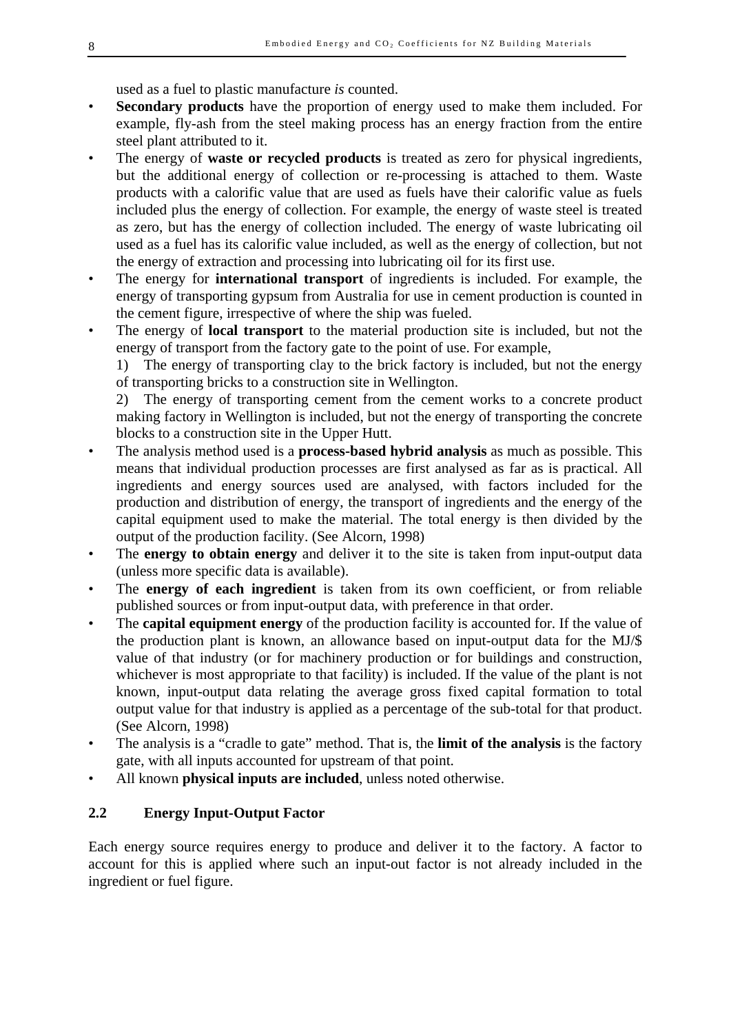used as a fuel to plastic manufacture *is* counted.

- **Secondary products** have the proportion of energy used to make them included. For example, fly-ash from the steel making process has an energy fraction from the entire steel plant attributed to it.
- The energy of **waste or recycled products** is treated as zero for physical ingredients, but the additional energy of collection or re-processing is attached to them. Waste products with a calorific value that are used as fuels have their calorific value as fuels included plus the energy of collection. For example, the energy of waste steel is treated as zero, but has the energy of collection included. The energy of waste lubricating oil used as a fuel has its calorific value included, as well as the energy of collection, but not the energy of extraction and processing into lubricating oil for its first use.
- The energy for **international transport** of ingredients is included. For example, the energy of transporting gypsum from Australia for use in cement production is counted in the cement figure, irrespective of where the ship was fueled.
- The energy of **local transport** to the material production site is included, but not the energy of transport from the factory gate to the point of use. For example,

  1) The energy of transporting clay to the brick factory is included, but not the energy of transporting bricks to a construction site in Wellington.

  2) The energy of transporting cement from the cement works to a concrete product making factory in Wellington is included, but not the energy of transporting the concrete blocks to a construction site in the Upper Hutt.
- The analysis method used is a **process-based hybrid analysis** as much as possible. This means that individual production processes are first analysed as far as is practical. All ingredients and energy sources used are analysed, with factors included for the production and distribution of energy, the transport of ingredients and the energy of the capital equipment used to make the material. The total energy is then divided by the output of the production facility. (See Alcorn, 1998)
- The **energy to obtain energy** and deliver it to the site is taken from input-output data (unless more specific data is available).
- The **energy of each ingredient** is taken from its own coefficient, or from reliable published sources or from input-output data, with preference in that order.
- The **capital equipment energy** of the production facility is accounted for. If the value of the production plant is known, an allowance based on input-output data for the MJ/$ value of that industry (or for machinery production or for buildings and construction, whichever is most appropriate to that facility) is included. If the value of the plant is not known, input-output data relating the average gross fixed capital formation to total output value for that industry is applied as a percentage of the sub-total for that product. (See Alcorn, 1998)
- The analysis is a "cradle to gate" method. That is, the **limit of the analysis** is the factory gate, with all inputs accounted for upstream of that point.
- All known **physical inputs are included**, unless noted otherwise.

## 2.2 Energy Input-Output Factor

Each energy source requires energy to produce and deliver it to the factory. A factor to account for this is applied where such an input-out factor is not already included in the ingredient or fuel figure.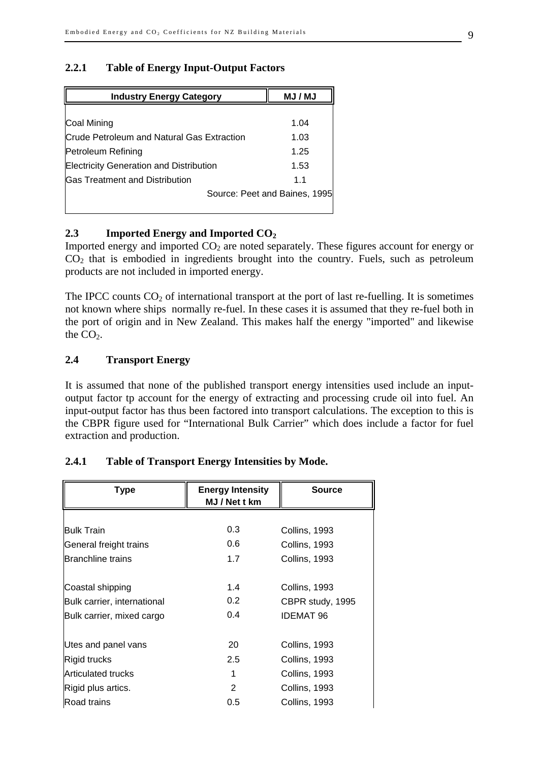### 2.2.1 Table of Energy Input-Output Factors

| Industry Energy Category | MJ / MJ |
|---|---|
| Coal Mining | 1.04 |
| Crude Petroleum and Natural Gas Extraction | 1.03 |
| Petroleum Refining | 1.25 |
| Electricity Generation and Distribution | 1.53 |
| Gas Treatment and Distribution | 1.1 |

Source: Peet and Baines, 1995

## 2.3 Imported Energy and Imported $CO_2$

Imported energy and imported $CO_2$ are noted separately. These figures account for energy or $CO_2$ that is embodied in ingredients brought into the country. Fuels, such as petroleum products are not included in imported energy.

The IPCC counts $CO_2$ of international transport at the port of last re-fuelling. It is sometimes not known where ships normally re-fuel. In these cases it is assumed that they re-fuel both in the port of origin and in New Zealand. This makes half the energy "imported" and likewise the $CO_2$.

## 2.4 Transport Energy

It is assumed that none of the published transport energy intensities used include an input-output factor tp account for the energy of extracting and processing crude oil into fuel. An input-output factor has thus been factored into transport calculations. The exception to this is the CBPR figure used for "International Bulk Carrier" which does include a factor for fuel extraction and production.

### 2.4.1 Table of Transport Energy Intensities by Mode.

| Type | Energy Intensity MJ / Net t km | Source |
|---|---|---|
| Bulk Train | 0.3 | Collins, 1993 |
| General freight trains | 0.6 | Collins, 1993 |
| Branchline trains | 1.7 | Collins, 1993 |
| Coastal shipping | 1.4 | Collins, 1993 |
| Bulk carrier, international | 0.2 | CBPR study, 1995 |
| Bulk carrier, mixed cargo | 0.4 | IDEMAT 96 |
| Utes and panel vans | 20 | Collins, 1993 |
| Rigid trucks | 2.5 | Collins, 1993 |
| Articulated trucks | 1 | Collins, 1993 |
| Rigid plus artics. | 2 | Collins, 1993 |
| Road trains | 0.5 | Collins, 1993 |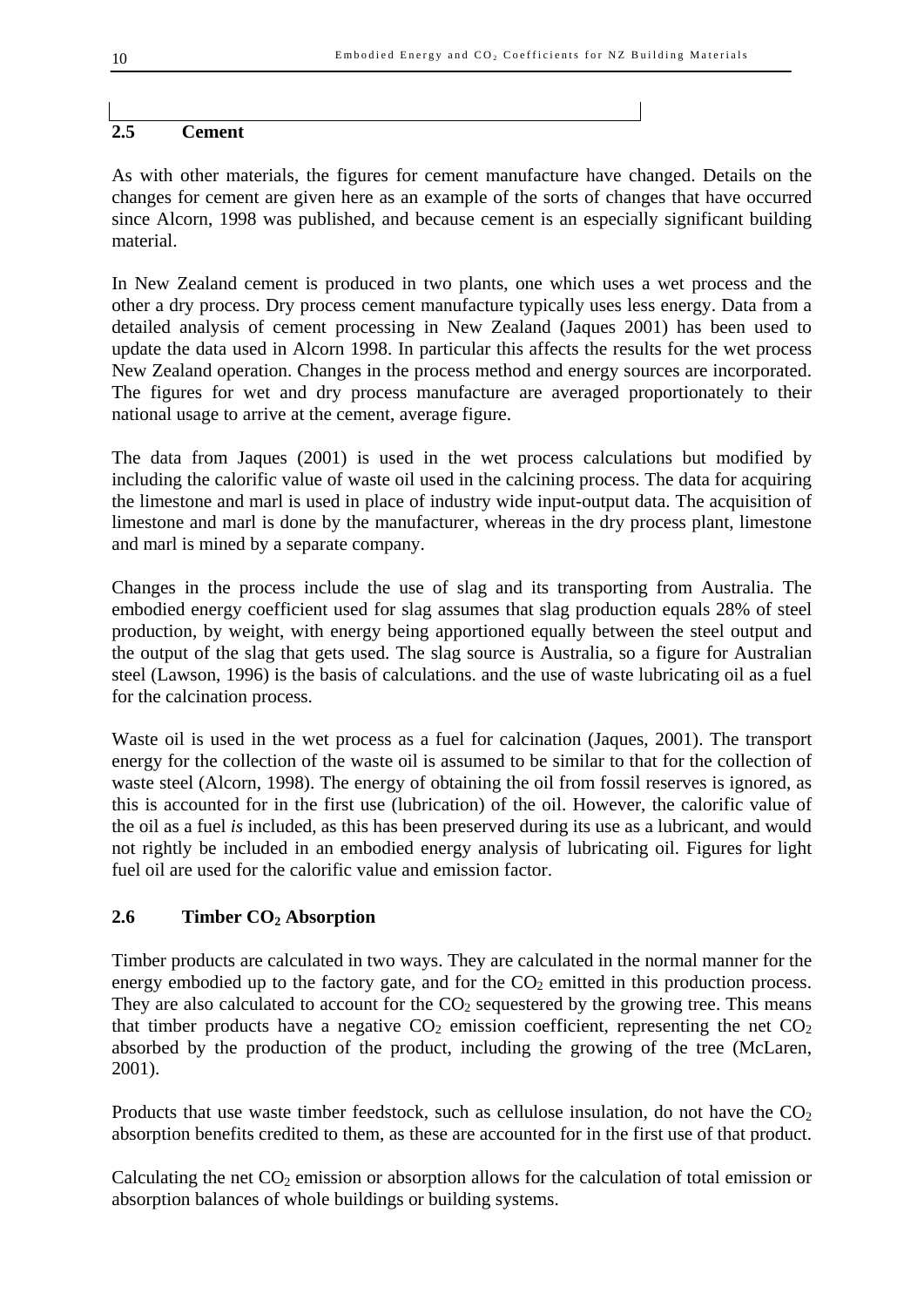## 2.5 Cement

As with other materials, the figures for cement manufacture have changed. Details on the changes for cement are given here as an example of the sorts of changes that have occurred since Alcorn, 1998 was published, and because cement is an especially significant building material.

In New Zealand cement is produced in two plants, one which uses a wet process and the other a dry process. Dry process cement manufacture typically uses less energy. Data from a detailed analysis of cement processing in New Zealand (Jaques 2001) has been used to update the data used in Alcorn 1998. In particular this affects the results for the wet process New Zealand operation. Changes in the process method and energy sources are incorporated. The figures for wet and dry process manufacture are averaged proportionately to their national usage to arrive at the cement, average figure.

The data from Jaques (2001) is used in the wet process calculations but modified by including the calorific value of waste oil used in the calcining process. The data for acquiring the limestone and marl is used in place of industry wide input-output data. The acquisition of limestone and marl is done by the manufacturer, whereas in the dry process plant, limestone and marl is mined by a separate company.

Changes in the process include the use of slag and its transporting from Australia. The embodied energy coefficient used for slag assumes that slag production equals 28% of steel production, by weight, with energy being apportioned equally between the steel output and the output of the slag that gets used. The slag source is Australia, so a figure for Australian steel (Lawson, 1996) is the basis of calculations. and the use of waste lubricating oil as a fuel for the calcination process.

Waste oil is used in the wet process as a fuel for calcination (Jaques, 2001). The transport energy for the collection of the waste oil is assumed to be similar to that for the collection of waste steel (Alcorn, 1998). The energy of obtaining the oil from fossil reserves is ignored, as this is accounted for in the first use (lubrication) of the oil. However, the calorific value of the oil as a fuel *is* included, as this has been preserved during its use as a lubricant, and would not rightly be included in an embodied energy analysis of lubricating oil. Figures for light fuel oil are used for the calorific value and emission factor.

## 2.6 Timber $CO_2$ Absorption

Timber products are calculated in two ways. They are calculated in the normal manner for the energy embodied up to the factory gate, and for the $CO_2$ emitted in this production process. They are also calculated to account for the $CO_2$ sequestered by the growing tree. This means that timber products have a negative $CO_2$ emission coefficient, representing the net $CO_2$ absorbed by the production of the product, including the growing of the tree (McLaren, 2001).

Products that use waste timber feedstock, such as cellulose insulation, do not have the $CO_2$ absorption benefits credited to them, as these are accounted for in the first use of that product.

Calculating the net $CO_2$ emission or absorption allows for the calculation of total emission or absorption balances of whole buildings or building systems.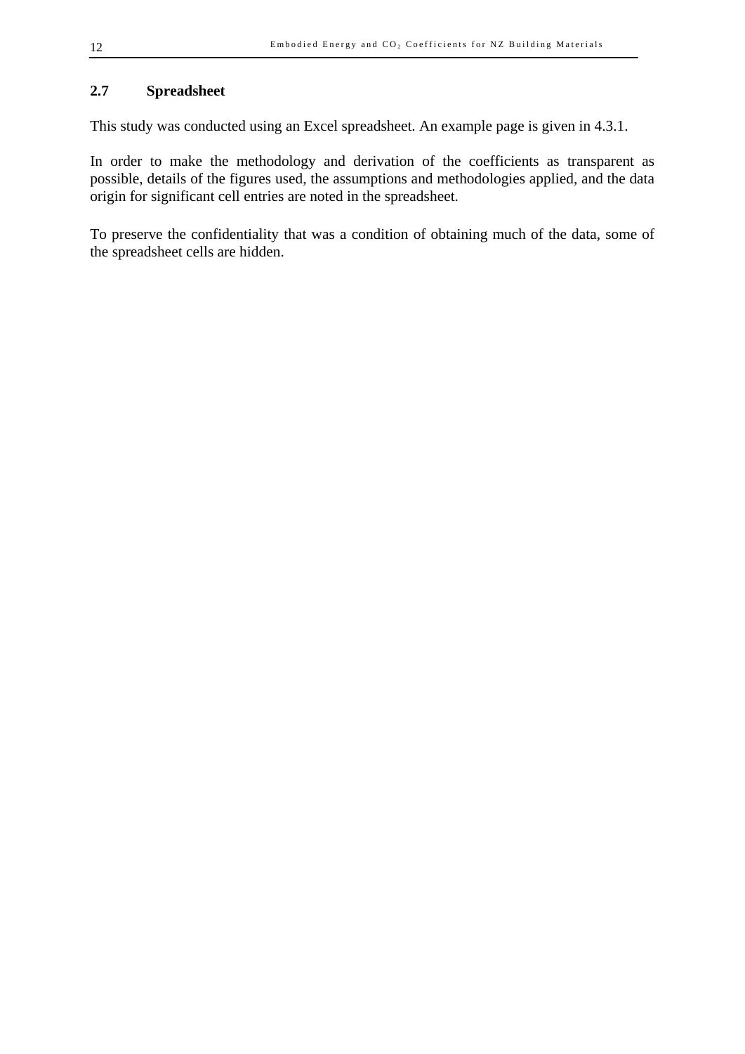## 2.7 Spreadsheet

This study was conducted using an Excel spreadsheet. An example page is given in 4.3.1.

In order to make the methodology and derivation of the coefficients as transparent as possible, details of the figures used, the assumptions and methodologies applied, and the data origin for significant cell entries are noted in the spreadsheet.

To preserve the confidentiality that was a condition of obtaining much of the data, some of the spreadsheet cells are hidden.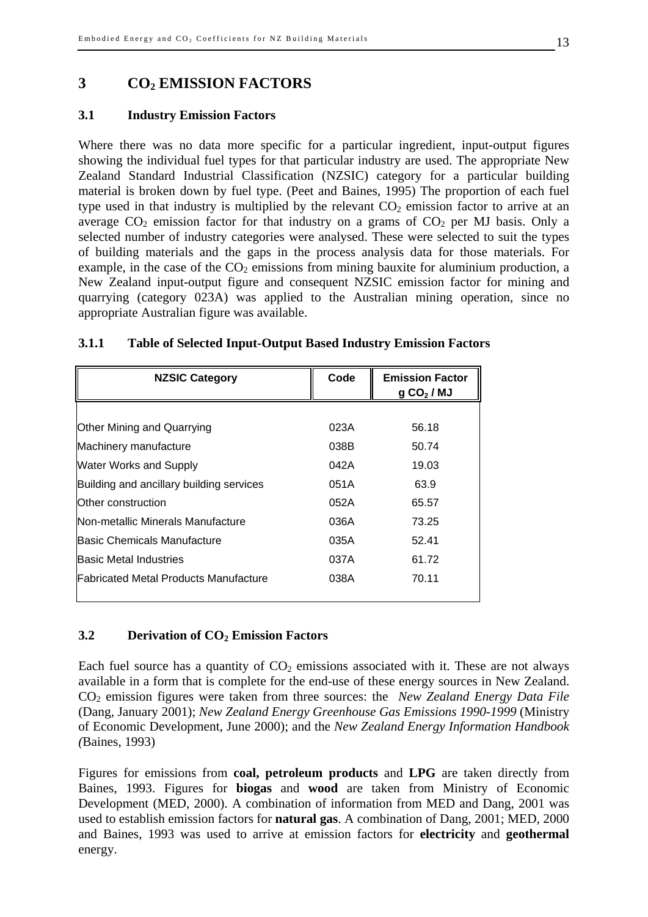# 3 $CO_2$ EMISSION FACTORS

## 3.1 Industry Emission Factors

Where there was no data more specific for a particular ingredient, input-output figures showing the individual fuel types for that particular industry are used. The appropriate New Zealand Standard Industrial Classification (NZSIC) category for a particular building material is broken down by fuel type. (Peet and Baines, 1995) The proportion of each fuel type used in that industry is multiplied by the relevant $CO_2$ emission factor to arrive at an average $CO_2$ emission factor for that industry on a grams of $CO_2$ per MJ basis. Only a selected number of industry categories were analysed. These were selected to suit the types of building materials and the gaps in the process analysis data for those materials. For example, in the case of the $CO_2$ emissions from mining bauxite for aluminium production, a New Zealand input-output figure and consequent NZSIC emission factor for mining and quarrying (category 023A) was applied to the Australian mining operation, since no appropriate Australian figure was available.

### 3.1.1 Table of Selected Input-Output Based Industry Emission Factors

| NZSIC Category | Code | Emission Factor g $CO_2$ / MJ |
|---|---|---|
| Other Mining and Quarrying | 023A | 56.18 |
| Machinery manufacture | 038B | 50.74 |
| Water Works and Supply | 042A | 19.03 |
| Building and ancillary building services | 051A | 63.9 |
| Other construction | 052A | 65.57 |
| Non-metallic Minerals Manufacture | 036A | 73.25 |
| Basic Chemicals Manufacture | 035A | 52.41 |
| Basic Metal Industries | 037A | 61.72 |
| Fabricated Metal Products Manufacture | 038A | 70.11 |

## 3.2 Derivation of $CO_2$ Emission Factors

Each fuel source has a quantity of $CO_2$ emissions associated with it. These are not always available in a form that is complete for the end-use of these energy sources in New Zealand. $CO_2$ emission figures were taken from three sources: the *New Zealand Energy Data File* (Dang, January 2001); *New Zealand Energy Greenhouse Gas Emissions 1990-1999* (Ministry of Economic Development, June 2000); and the *New Zealand Energy Information Handbook (*Baines, 1993)

Figures for emissions from **coal, petroleum products** and **LPG** are taken directly from Baines, 1993. Figures for **biogas** and **wood** are taken from Ministry of Economic Development (MED, 2000). A combination of information from MED and Dang, 2001 was used to establish emission factors for **natural gas**. A combination of Dang, 2001; MED, 2000 and Baines, 1993 was used to arrive at emission factors for **electricity** and **geothermal** energy.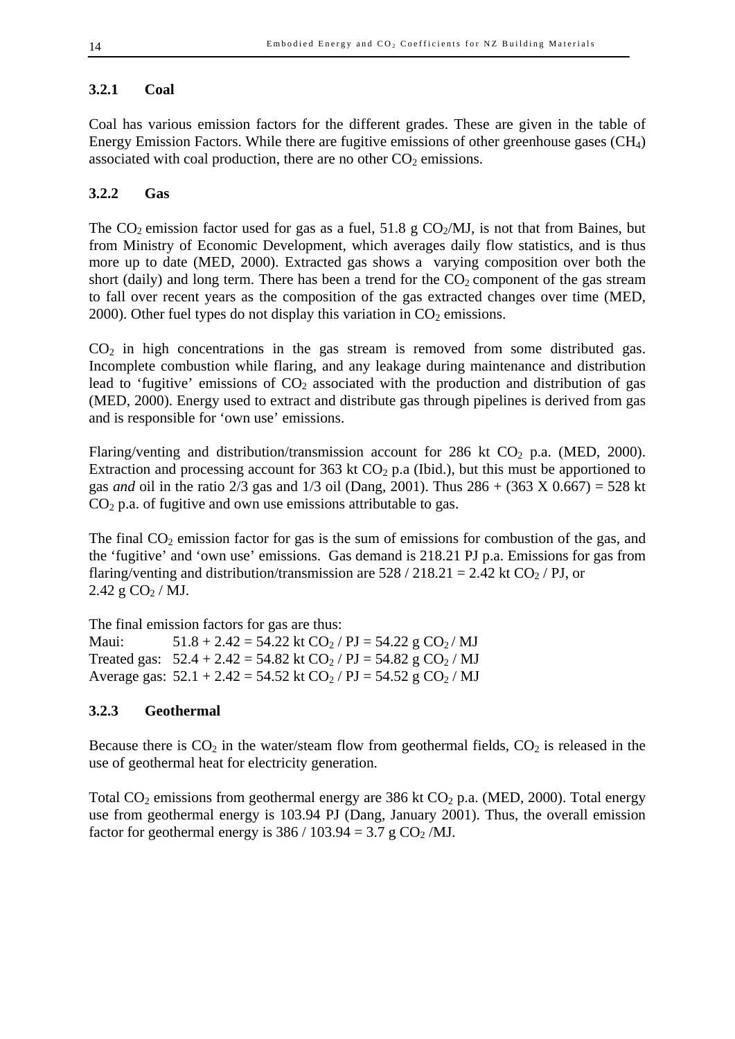### 3.2.1 Coal

Coal has various emission factors for the different grades. These are given in the table of Energy Emission Factors. While there are fugitive emissions of other greenhouse gases ($CH_4$) associated with coal production, there are no other $CO_2$ emissions.

### 3.2.2 Gas

The $CO_2$ emission factor used for gas as a fuel, 51.8 g $CO_2$/MJ, is not that from Baines, but from Ministry of Economic Development, which averages daily flow statistics, and is thus more up to date (MED, 2000). Extracted gas shows a varying composition over both the short (daily) and long term. There has been a trend for the $CO_2$ component of the gas stream to fall over recent years as the composition of the gas extracted changes over time (MED, 2000). Other fuel types do not display this variation in $CO_2$ emissions.

$CO_2$ in high concentrations in the gas stream is removed from some distributed gas. Incomplete combustion while flaring, and any leakage during maintenance and distribution lead to 'fugitive' emissions of $CO_2$ associated with the production and distribution of gas (MED, 2000). Energy used to extract and distribute gas through pipelines is derived from gas and is responsible for 'own use' emissions.

Flaring/venting and distribution/transmission account for 286 kt $CO_2$ p.a. (MED, 2000). Extraction and processing account for 363 kt $CO_2$ p.a (Ibid.), but this must be apportioned to gas *and* oil in the ratio 2/3 gas and 1/3 oil (Dang, 2001). Thus 286 + (363 X 0.667) = 528 kt $CO_2$ p.a. of fugitive and own use emissions attributable to gas.

The final $CO_2$ emission factor for gas is the sum of emissions for combustion of the gas, and the 'fugitive' and 'own use' emissions. Gas demand is 218.21 PJ p.a. Emissions for gas from flaring/venting and distribution/transmission are 528 / 218.21 = 2.42 kt $CO_2$ / PJ, or 2.42 g $CO_2$ / MJ.

The final emission factors for gas are thus:
Maui: 51.8 + 2.42 = 54.22 kt $CO_2$ / PJ = 54.22 g $CO_2$ / MJ
Treated gas: 52.4 + 2.42 = 54.82 kt $CO_2$ / PJ = 54.82 g $CO_2$ / MJ
Average gas: 52.1 + 2.42 = 54.52 kt $CO_2$ / PJ = 54.52 g $CO_2$ / MJ

### 3.2.3 Geothermal

Because there is $CO_2$ in the water/steam flow from geothermal fields, $CO_2$ is released in the use of geothermal heat for electricity generation.

Total $CO_2$ emissions from geothermal energy are 386 kt $CO_2$ p.a. (MED, 2000). Total energy use from geothermal energy is 103.94 PJ (Dang, January 2001). Thus, the overall emission factor for geothermal energy is 386 / 103.94 = 3.7 g $CO_2$ /MJ.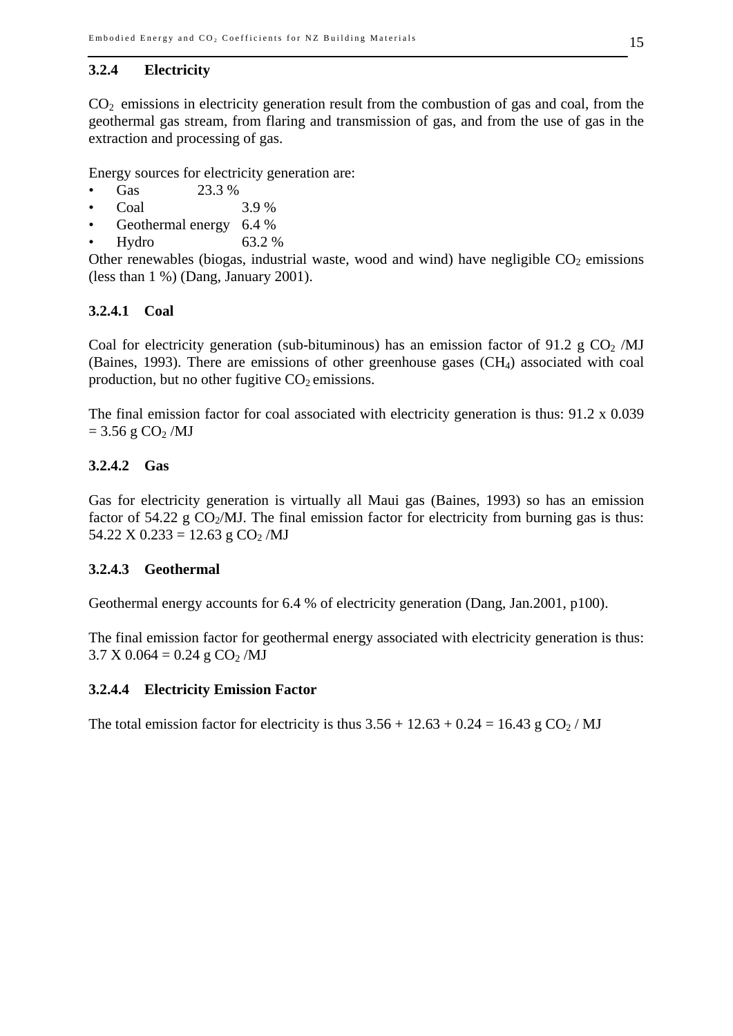### 3.2.4 Electricity

$CO_2$ emissions in electricity generation result from the combustion of gas and coal, from the geothermal gas stream, from flaring and transmission of gas, and from the use of gas in the extraction and processing of gas.

Energy sources for electricity generation are:

- Gas 23.3 %
- Coal 3.9 %
- Geothermal energy 6.4 %
- Hydro 63.2 %

Other renewables (biogas, industrial waste, wood and wind) have negligible $CO_2$ emissions (less than 1 %) (Dang, January 2001).

#### 3.2.4.1 Coal

Coal for electricity generation (sub-bituminous) has an emission factor of 91.2 g $CO_2$ /MJ (Baines, 1993). There are emissions of other greenhouse gases ($CH_4$) associated with coal production, but no other fugitive $CO_2$ emissions.

The final emission factor for coal associated with electricity generation is thus: 91.2 x 0.039 = 3.56 g $CO_2$ /MJ

#### 3.2.4.2 Gas

Gas for electricity generation is virtually all Maui gas (Baines, 1993) so has an emission factor of 54.22 g $CO_2$/MJ. The final emission factor for electricity from burning gas is thus: 54.22 X 0.233 = 12.63 g $CO_2$ /MJ

#### 3.2.4.3 Geothermal

Geothermal energy accounts for 6.4 % of electricity generation (Dang, Jan.2001, p100).

The final emission factor for geothermal energy associated with electricity generation is thus: 3.7 X 0.064 = 0.24 g $CO_2$ /MJ

#### 3.2.4.4 Electricity Emission Factor

The total emission factor for electricity is thus 3.56 + 12.63 + 0.24 = 16.43 g $CO_2$ / MJ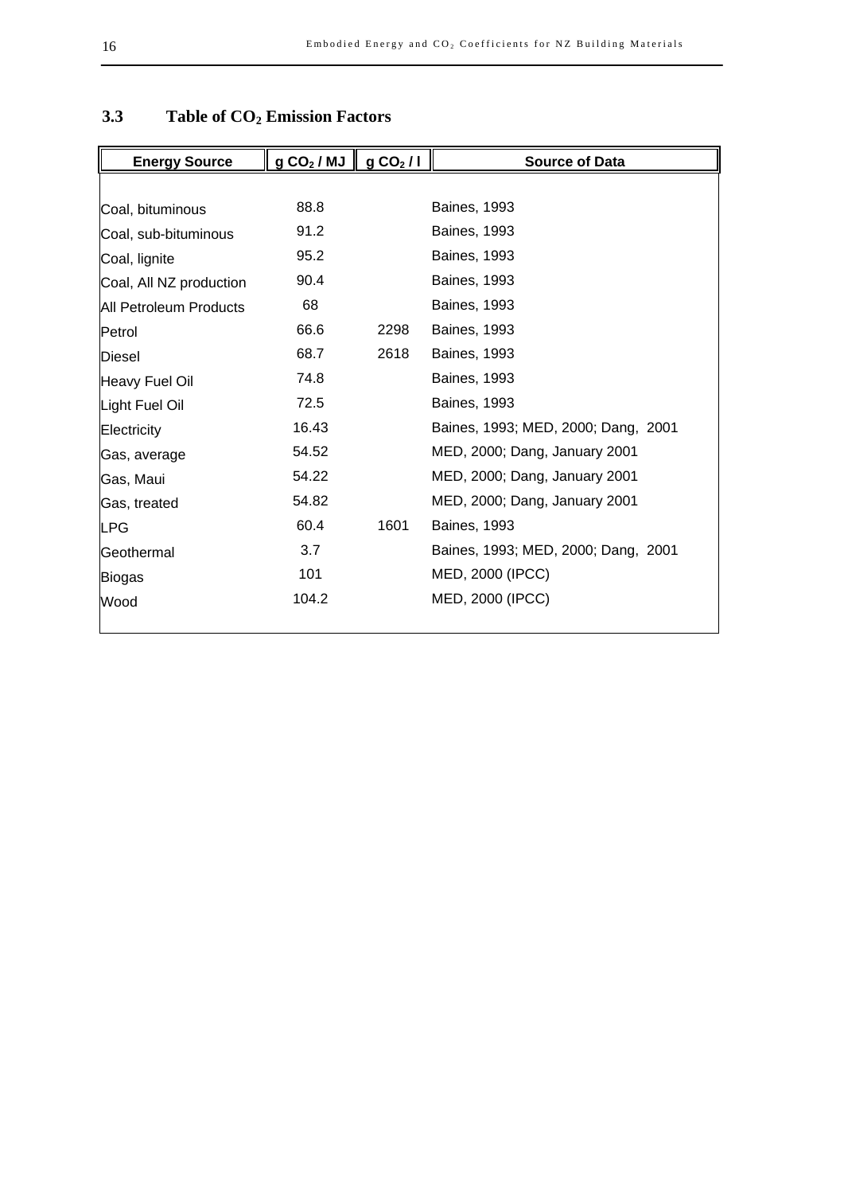## 3.3 Table of $CO_2$ Emission Factors

| Energy Source | g $CO_2$ / MJ | g $CO_2$ / l | Source of Data |
|---|---|---|---|
| Coal, bituminous | 88.8 | | Baines, 1993 |
| Coal, sub-bituminous | 91.2 | | Baines, 1993 |
| Coal, lignite | 95.2 | | Baines, 1993 |
| Coal, All NZ production | 90.4 | | Baines, 1993 |
| All Petroleum Products | 68 | | Baines, 1993 |
| Petrol | 66.6 | 2298 | Baines, 1993 |
| Diesel | 68.7 | 2618 | Baines, 1993 |
| Heavy Fuel Oil | 74.8 | | Baines, 1993 |
| Light Fuel Oil | 72.5 | | Baines, 1993 |
| Electricity | 16.43 | | Baines, 1993; MED, 2000; Dang, 2001 |
| Gas, average | 54.52 | | MED, 2000; Dang, January 2001 |
| Gas, Maui | 54.22 | | MED, 2000; Dang, January 2001 |
| Gas, treated | 54.82 | | MED, 2000; Dang, January 2001 |
| LPG | 60.4 | 1601 | Baines, 1993 |
| Geothermal | 3.7 | | Baines, 1993; MED, 2000; Dang, 2001 |
| Biogas | 101 | | MED, 2000 (IPCC) |
| Wood | 104.2 | | MED, 2000 (IPCC) |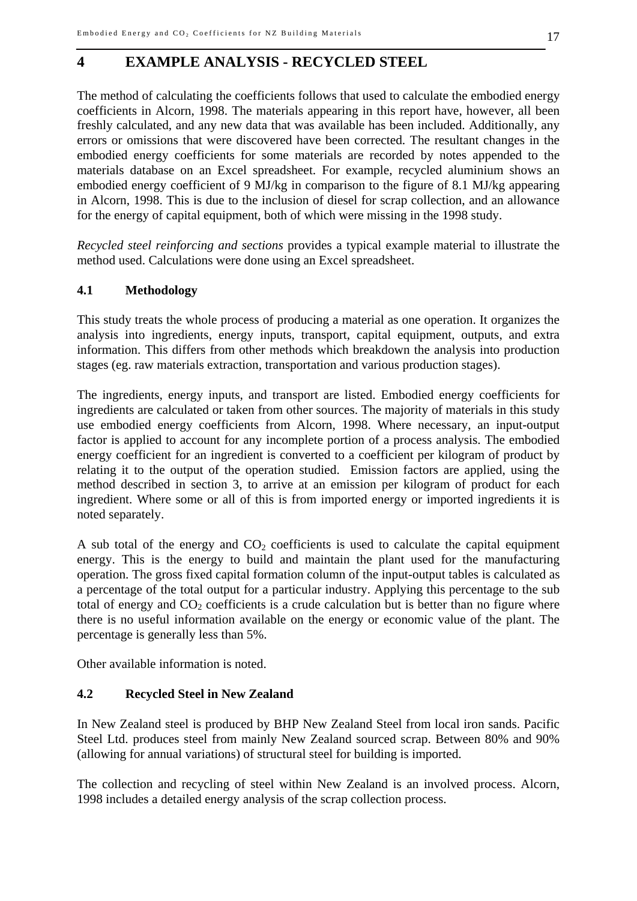# 4 EXAMPLE ANALYSIS - RECYCLED STEEL

The method of calculating the coefficients follows that used to calculate the embodied energy coefficients in Alcorn, 1998. The materials appearing in this report have, however, all been freshly calculated, and any new data that was available has been included. Additionally, any errors or omissions that were discovered have been corrected. The resultant changes in the embodied energy coefficients for some materials are recorded by notes appended to the materials database on an Excel spreadsheet. For example, recycled aluminium shows an embodied energy coefficient of 9 MJ/kg in comparison to the figure of 8.1 MJ/kg appearing in Alcorn, 1998. This is due to the inclusion of diesel for scrap collection, and an allowance for the energy of capital equipment, both of which were missing in the 1998 study.

*Recycled steel reinforcing and sections* provides a typical example material to illustrate the method used. Calculations were done using an Excel spreadsheet.

## 4.1 Methodology

This study treats the whole process of producing a material as one operation. It organizes the analysis into ingredients, energy inputs, transport, capital equipment, outputs, and extra information. This differs from other methods which breakdown the analysis into production stages (eg. raw materials extraction, transportation and various production stages).

The ingredients, energy inputs, and transport are listed. Embodied energy coefficients for ingredients are calculated or taken from other sources. The majority of materials in this study use embodied energy coefficients from Alcorn, 1998. Where necessary, an input-output factor is applied to account for any incomplete portion of a process analysis. The embodied energy coefficient for an ingredient is converted to a coefficient per kilogram of product by relating it to the output of the operation studied. Emission factors are applied, using the method described in section 3, to arrive at an emission per kilogram of product for each ingredient. Where some or all of this is from imported energy or imported ingredients it is noted separately.

A sub total of the energy and $CO_2$ coefficients is used to calculate the capital equipment energy. This is the energy to build and maintain the plant used for the manufacturing operation. The gross fixed capital formation column of the input-output tables is calculated as a percentage of the total output for a particular industry. Applying this percentage to the sub total of energy and $CO_2$ coefficients is a crude calculation but is better than no figure where there is no useful information available on the energy or economic value of the plant. The percentage is generally less than 5%.

Other available information is noted.

## 4.2 Recycled Steel in New Zealand

In New Zealand steel is produced by BHP New Zealand Steel from local iron sands. Pacific Steel Ltd. produces steel from mainly New Zealand sourced scrap. Between 80% and 90% (allowing for annual variations) of structural steel for building is imported.

The collection and recycling of steel within New Zealand is an involved process. Alcorn, 1998 includes a detailed energy analysis of the scrap collection process.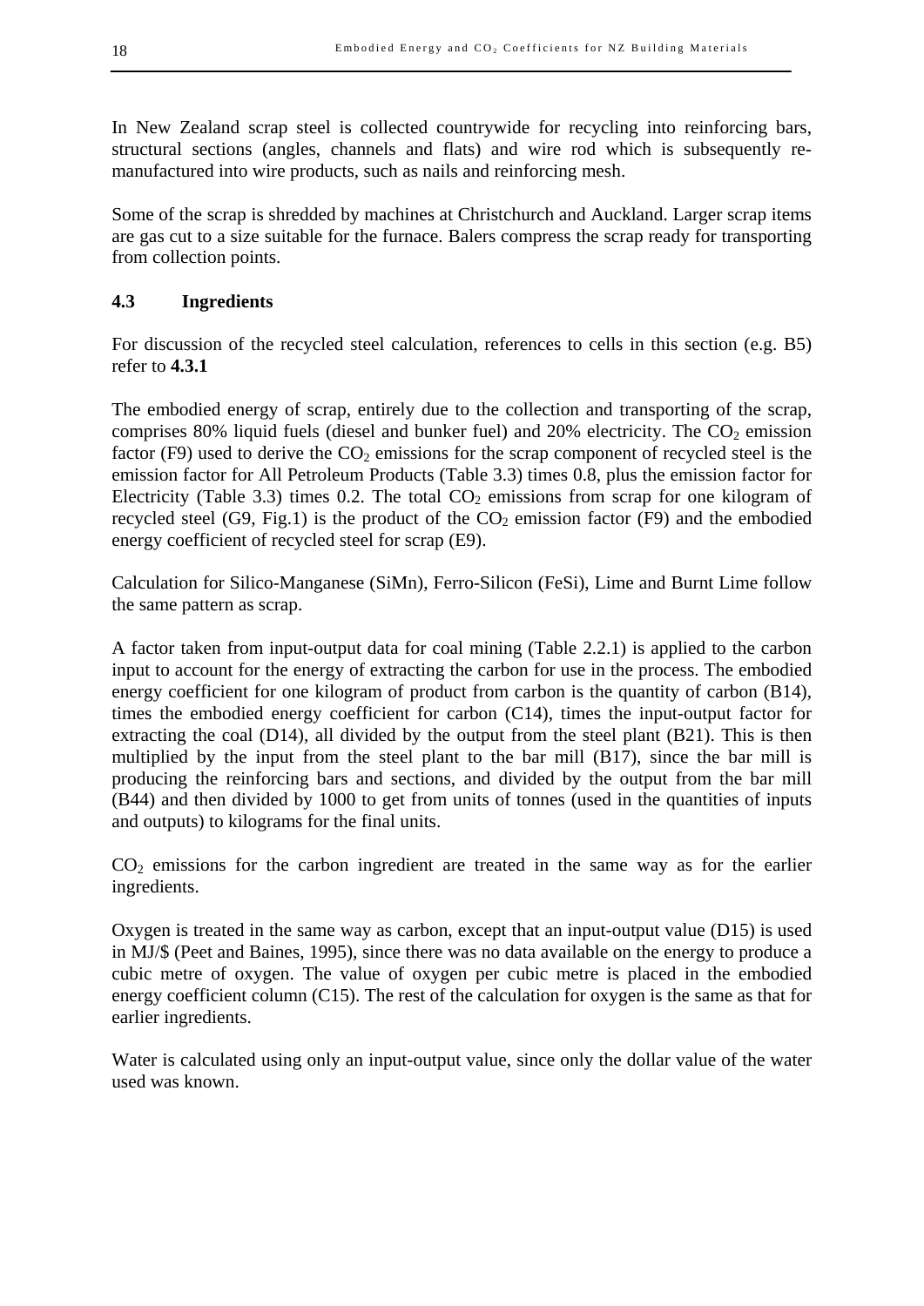In New Zealand scrap steel is collected countrywide for recycling into reinforcing bars, structural sections (angles, channels and flats) and wire rod which is subsequently re-manufactured into wire products, such as nails and reinforcing mesh.

Some of the scrap is shredded by machines at Christchurch and Auckland. Larger scrap items are gas cut to a size suitable for the furnace. Balers compress the scrap ready for transporting from collection points.

### 4.3 Ingredients

For discussion of the recycled steel calculation, references to cells in this section (e.g. B5) refer to **4.3.1**

The embodied energy of scrap, entirely due to the collection and transporting of the scrap, comprises 80% liquid fuels (diesel and bunker fuel) and 20% electricity. The $CO_2$ emission factor (F9) used to derive the $CO_2$ emissions for the scrap component of recycled steel is the emission factor for All Petroleum Products (Table 3.3) times 0.8, plus the emission factor for Electricity (Table 3.3) times 0.2. The total $CO_2$ emissions from scrap for one kilogram of recycled steel (G9, Fig.1) is the product of the $CO_2$ emission factor (F9) and the embodied energy coefficient of recycled steel for scrap (E9).

Calculation for Silico-Manganese (SiMn), Ferro-Silicon (FeSi), Lime and Burnt Lime follow the same pattern as scrap.

A factor taken from input-output data for coal mining (Table 2.2.1) is applied to the carbon input to account for the energy of extracting the carbon for use in the process. The embodied energy coefficient for one kilogram of product from carbon is the quantity of carbon (B14), times the embodied energy coefficient for carbon (C14), times the input-output factor for extracting the coal (D14), all divided by the output from the steel plant (B21). This is then multiplied by the input from the steel plant to the bar mill (B17), since the bar mill is producing the reinforcing bars and sections, and divided by the output from the bar mill (B44) and then divided by 1000 to get from units of tonnes (used in the quantities of inputs and outputs) to kilograms for the final units.

$CO_2$ emissions for the carbon ingredient are treated in the same way as for the earlier ingredients.

Oxygen is treated in the same way as carbon, except that an input-output value (D15) is used in MJ/$ (Peet and Baines, 1995), since there was no data available on the energy to produce a cubic metre of oxygen. The value of oxygen per cubic metre is placed in the embodied energy coefficient column (C15). The rest of the calculation for oxygen is the same as that for earlier ingredients.

Water is calculated using only an input-output value, since only the dollar value of the water used was known.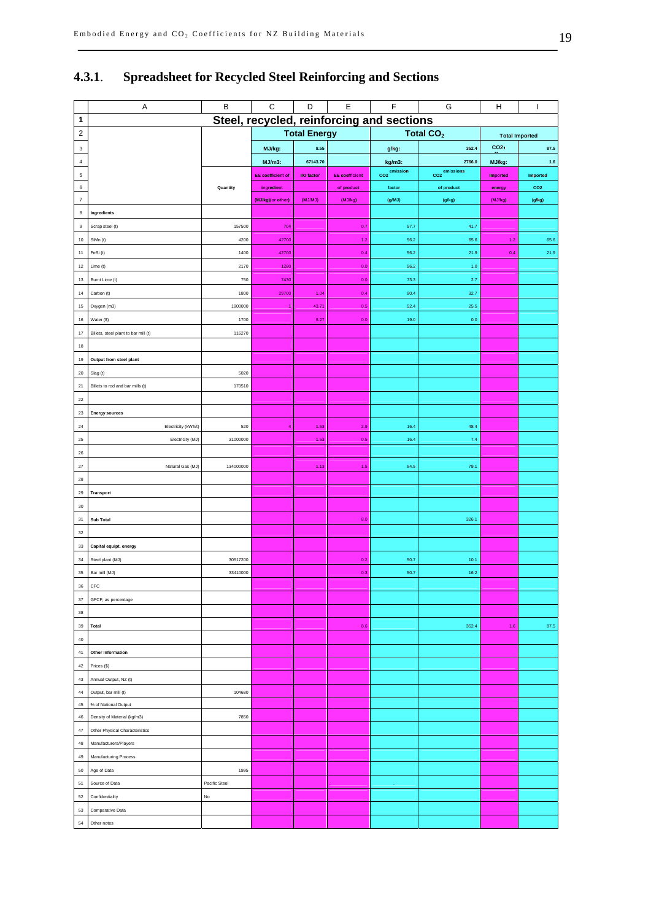### 4.3.1. Spreadsheet for Recycled Steel Reinforcing and Sections

| | A | B | C | D | E | F | G | H | I |
|---|---|---|---|---|---|---|---|---|---|
| 1 | Steel, recycled, reinforcing and sections | | | | | | | | |
| 2 | | | Total Energy | | | Total $CO_2$ | | Total Imported | |
| 3 | | | MJ/kg: | 8.55 | | g/kg: | 352.4 | $CO_2$ | 87.5 |
| 4 | | | MJ/m3: | 67143.70 | | kg/m3: | 2766.0 | MJ/kg: | 1.6 |
| 5 | | | EE coefficient of | I/O factor | EE coefficient | emission $CO_2$ | emissions $CO_2$ | Imported | Imported |
| 6 | | Quantity | ingredient | | of product | factor | of product | energy | CO2 |
| 7 | | | (MJ/kg)(or other) | (MJ/MJ) | (MJ/kg) | (g/MJ) | (g/kg) | (MJ/kg) | (g/kg) |
| 8 | Ingredients | | | | | | | | |
| 9 | Scrap steel (t) | 157500 | 704 | | 0.7 | 57.7 | 41.7 | | |
| 10 | SiMn (t) | 4200 | 42700 | | 1.2 | 56.2 | 65.6 | 1.2 | 65.6 |
| 11 | FeSi (t) | 1400 | 42700 | | 0.4 | 56.2 | 21.9 | 0.4 | 21.9 |
| 12 | Lime (t) | 2170 | 1280 | | 0.0 | 56.2 | 1.0 | | |
| 13 | Burnt Lime (t) | 750 | 7430 | | 0.0 | 73.3 | 2.7 | | |
| 14 | Carbon (t) | 1800 | 29700 | 1.04 | 0.4 | 90.4 | 32.7 | | |
| 15 | Oxygen (m3) | 1900000 | 1 | 43.71 | 0.5 | 52.4 | 25.5 | | |
| 16 | Water ($) | 1700 | | 6.27 | 0.0 | 19.0 | 0.0 | | |
| 17 | Billets, steel plant to bar mill (t) | 116270 | | | | | | | |
| 18 | | | | | | | | | |
| 19 | Output from steel plant | | | | | | | | |
| 20 | Slag (t) | 5020 | | | | | | | |
| 21 | Billets to rod and bar mills (t) | 170510 | | | | | | | |
| 22 | | | | | | | | | |
| 23 | Energy sources | | | | | | | | |
| 24 | Electricity (kWh/t) | 520 | 4 | 1.53 | 2.9 | 16.4 | 48.4 | | |
| 25 | Electricity (MJ) | 31000000 | | 1.53 | 0.5 | 16.4 | 7.4 | | |
| 26 | | | | | | | | | |
| 27 | Natural Gas (MJ) | 134000000 | | 1.13 | 1.5 | 54.5 | 79.1 | | |
| 28 | | | | | | | | | |
| 29 | Transport | | | | | | | | |
| 30 | | | | | | | | | |
| 31 | Sub Total | | | | 8.0 | | 326.1 | | |
| 32 | | | | | | | | | |
| 33 | Capital equipt. energy | | | | | | | | |
| 34 | Steel plant (MJ) | 30517200 | | | 0.2 | 50.7 | 10.1 | | |
| 35 | Bar mill (MJ) | 33410000 | | | 0.3 | 50.7 | 16.2 | | |
| 36 | CFC | | | | | | | | |
| 37 | GFCF, as percentage | | | | | | | | |
| 38 | | | | | | | | | |
| 39 | Total | | | | 8.6 | | 352.4 | 1.6 | 87.5 |
| 40 | | | | | | | | | |
| 41 | Other Information | | | | | | | | |
| 42 | Prices ($) | | | | | | | | |
| 43 | Annual Output, NZ (t) | | | | | | | | |
| 44 | Output, bar mill (t) | 104680 | | | | | | | |
| 45 | % of National Output | | | | | | | | |
| 46 | Density of Material (kg/m3) | 7850 | | | | | | | |
| 47 | Other Physical Characteristics | | | | | | | | |
| 48 | Manufacturers/Players | | | | | | | | |
| 49 | Manufacturing Process | | | | | | | | |
| 50 | Age of Data | 1995 | | | | | | | |
| 51 | Source of Data | Pacific Steel | | | | | | | |
| 52 | Confidentiality | No | | | | | | | |
| 53 | Comparative Data | | | | | | | | |
| 54 | Other notes | | | | | | | | |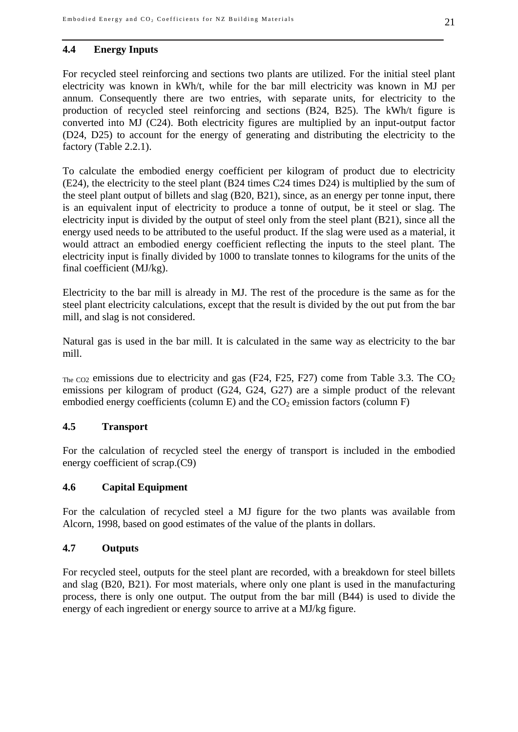### 4.4 Energy Inputs

For recycled steel reinforcing and sections two plants are utilized. For the initial steel plant electricity was known in kWh/t, while for the bar mill electricity was known in MJ per annum. Consequently there are two entries, with separate units, for electricity to the production of recycled steel reinforcing and sections (B24, B25). The kWh/t figure is converted into MJ (C24). Both electricity figures are multiplied by an input-output factor (D24, D25) to account for the energy of generating and distributing the electricity to the factory (Table 2.2.1).

To calculate the embodied energy coefficient per kilogram of product due to electricity (E24), the electricity to the steel plant (B24 times C24 times D24) is multiplied by the sum of the steel plant output of billets and slag (B20, B21), since, as an energy per tonne input, there is an equivalent input of electricity to produce a tonne of output, be it steel or slag. The electricity input is divided by the output of steel only from the steel plant (B21), since all the energy used needs to be attributed to the useful product. If the slag were used as a material, it would attract an embodied energy coefficient reflecting the inputs to the steel plant. The electricity input is finally divided by 1000 to translate tonnes to kilograms for the units of the final coefficient (MJ/kg).

Electricity to the bar mill is already in MJ. The rest of the procedure is the same as for the steel plant electricity calculations, except that the result is divided by the out put from the bar mill, and slag is not considered.

Natural gas is used in the bar mill. It is calculated in the same way as electricity to the bar mill.

The $CO_2$ emissions due to electricity and gas (F24, F25, F27) come from Table 3.3. The $CO_2$ emissions per kilogram of product (G24, G24, G27) are a simple product of the relevant embodied energy coefficients (column E) and the $CO_2$ emission factors (column F)

### 4.5 Transport

For the calculation of recycled steel the energy of transport is included in the embodied energy coefficient of scrap.(C9)

### 4.6 Capital Equipment

For the calculation of recycled steel a MJ figure for the two plants was available from Alcorn, 1998, based on good estimates of the value of the plants in dollars.

### 4.7 Outputs

For recycled steel, outputs for the steel plant are recorded, with a breakdown for steel billets and slag (B20, B21). For most materials, where only one plant is used in the manufacturing process, there is only one output. The output from the bar mill (B44) is used to divide the energy of each ingredient or energy source to arrive at a MJ/kg figure.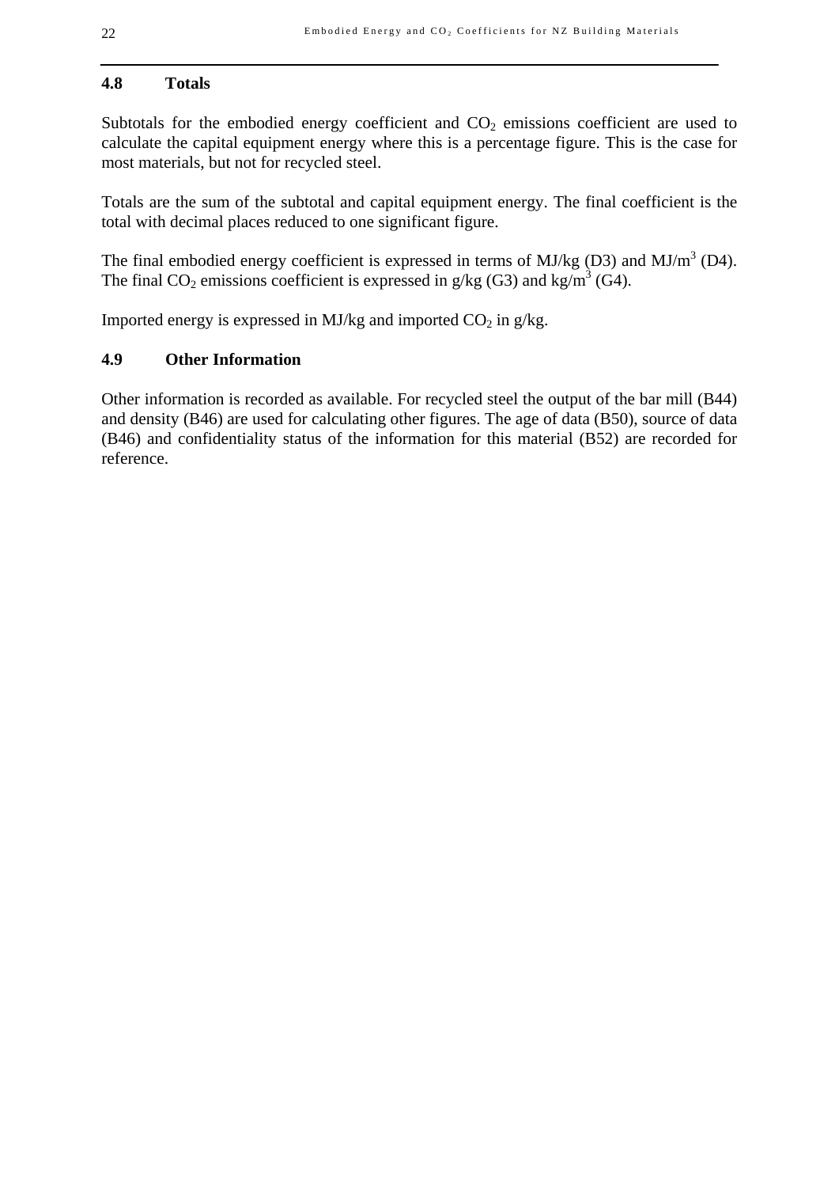### 4.8 Totals

Subtotals for the embodied energy coefficient and $CO_2$ emissions coefficient are used to calculate the capital equipment energy where this is a percentage figure. This is the case for most materials, but not for recycled steel.

Totals are the sum of the subtotal and capital equipment energy. The final coefficient is the total with decimal places reduced to one significant figure.

The final embodied energy coefficient is expressed in terms of MJ/kg (D3) and MJ/$m^3$ (D4). The final $CO_2$ emissions coefficient is expressed in g/kg (G3) and kg/$m^3$ (G4).

Imported energy is expressed in MJ/kg and imported $CO_2$ in g/kg.

### 4.9 Other Information

Other information is recorded as available. For recycled steel the output of the bar mill (B44) and density (B46) are used for calculating other figures. The age of data (B50), source of data (B46) and confidentiality status of the information for this material (B52) are recorded for reference.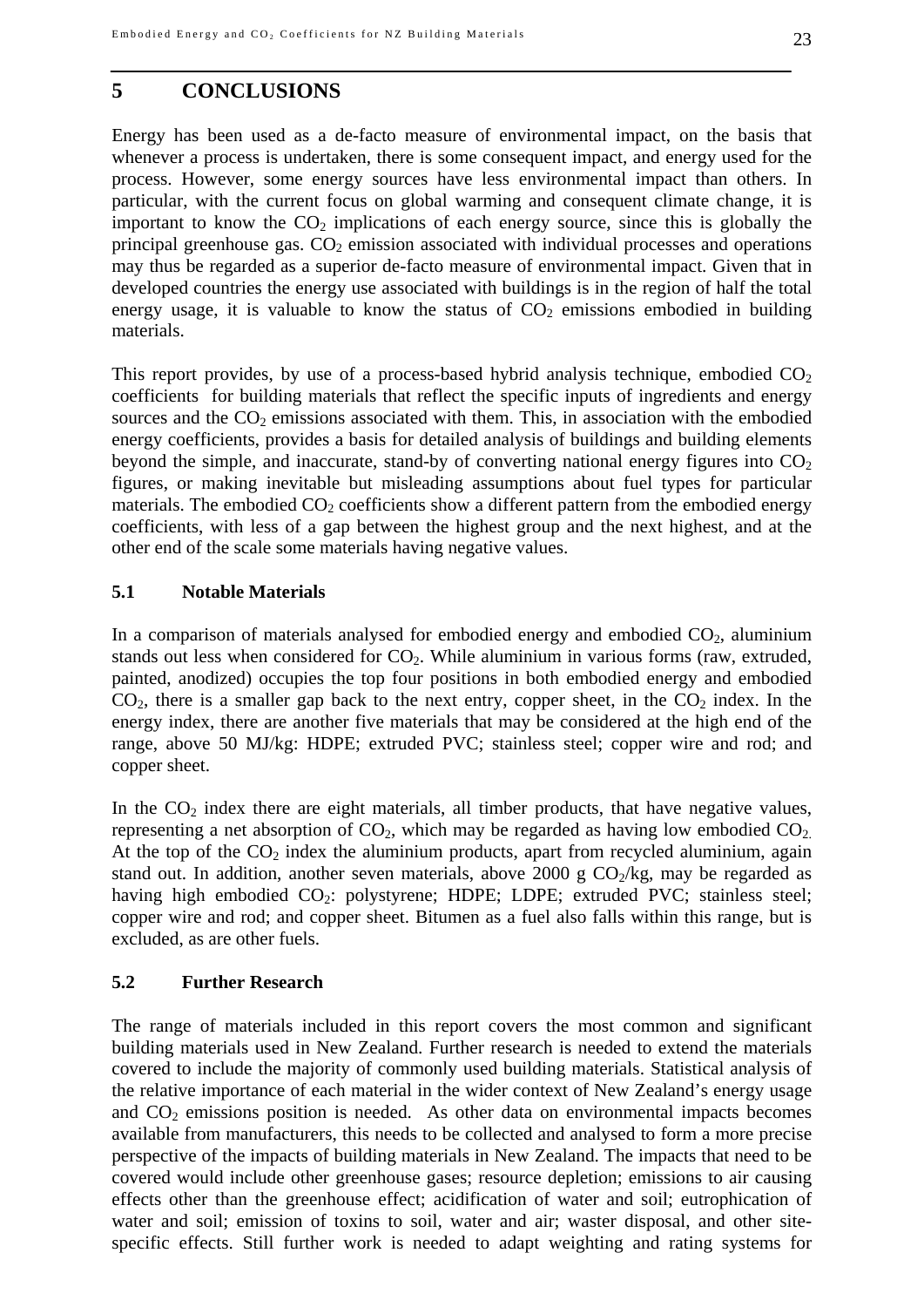# 5 CONCLUSIONS

Energy has been used as a de-facto measure of environmental impact, on the basis that whenever a process is undertaken, there is some consequent impact, and energy used for the process. However, some energy sources have less environmental impact than others. In particular, with the current focus on global warming and consequent climate change, it is important to know the $CO_2$ implications of each energy source, since this is globally the principal greenhouse gas. $CO_2$ emission associated with individual processes and operations may thus be regarded as a superior de-facto measure of environmental impact. Given that in developed countries the energy use associated with buildings is in the region of half the total energy usage, it is valuable to know the status of $CO_2$ emissions embodied in building materials.

This report provides, by use of a process-based hybrid analysis technique, embodied $CO_2$ coefficients for building materials that reflect the specific inputs of ingredients and energy sources and the $CO_2$ emissions associated with them. This, in association with the embodied energy coefficients, provides a basis for detailed analysis of buildings and building elements beyond the simple, and inaccurate, stand-by of converting national energy figures into $CO_2$ figures, or making inevitable but misleading assumptions about fuel types for particular materials. The embodied $CO_2$ coefficients show a different pattern from the embodied energy coefficients, with less of a gap between the highest group and the next highest, and at the other end of the scale some materials having negative values.

## 5.1 Notable Materials

In a comparison of materials analysed for embodied energy and embodied $CO_2$, aluminium stands out less when considered for $CO_2$. While aluminium in various forms (raw, extruded, painted, anodized) occupies the top four positions in both embodied energy and embodied $CO_2$, there is a smaller gap back to the next entry, copper sheet, in the $CO_2$ index. In the energy index, there are another five materials that may be considered at the high end of the range, above 50 MJ/kg: HDPE; extruded PVC; stainless steel; copper wire and rod; and copper sheet.

In the $CO_2$ index there are eight materials, all timber products, that have negative values, representing a net absorption of $CO_2$, which may be regarded as having low embodied $CO_2$. At the top of the $CO_2$ index the aluminium products, apart from recycled aluminium, again stand out. In addition, another seven materials, above 2000 g $CO_2$/kg, may be regarded as having high embodied $CO_2$: polystyrene; HDPE; LDPE; extruded PVC; stainless steel; copper wire and rod; and copper sheet. Bitumen as a fuel also falls within this range, but is excluded, as are other fuels.

## 5.2 Further Research

The range of materials included in this report covers the most common and significant building materials used in New Zealand. Further research is needed to extend the materials covered to include the majority of commonly used building materials. Statistical analysis of the relative importance of each material in the wider context of New Zealand's energy usage and $CO_2$ emissions position is needed. As other data on environmental impacts becomes available from manufacturers, this needs to be collected and analysed to form a more precise perspective of the impacts of building materials in New Zealand. The impacts that need to be covered would include other greenhouse gases; resource depletion; emissions to air causing effects other than the greenhouse effect; acidification of water and soil; eutrophication of water and soil; emission of toxins to soil, water and air; waster disposal, and other site-specific effects. Still further work is needed to adapt weighting and rating systems for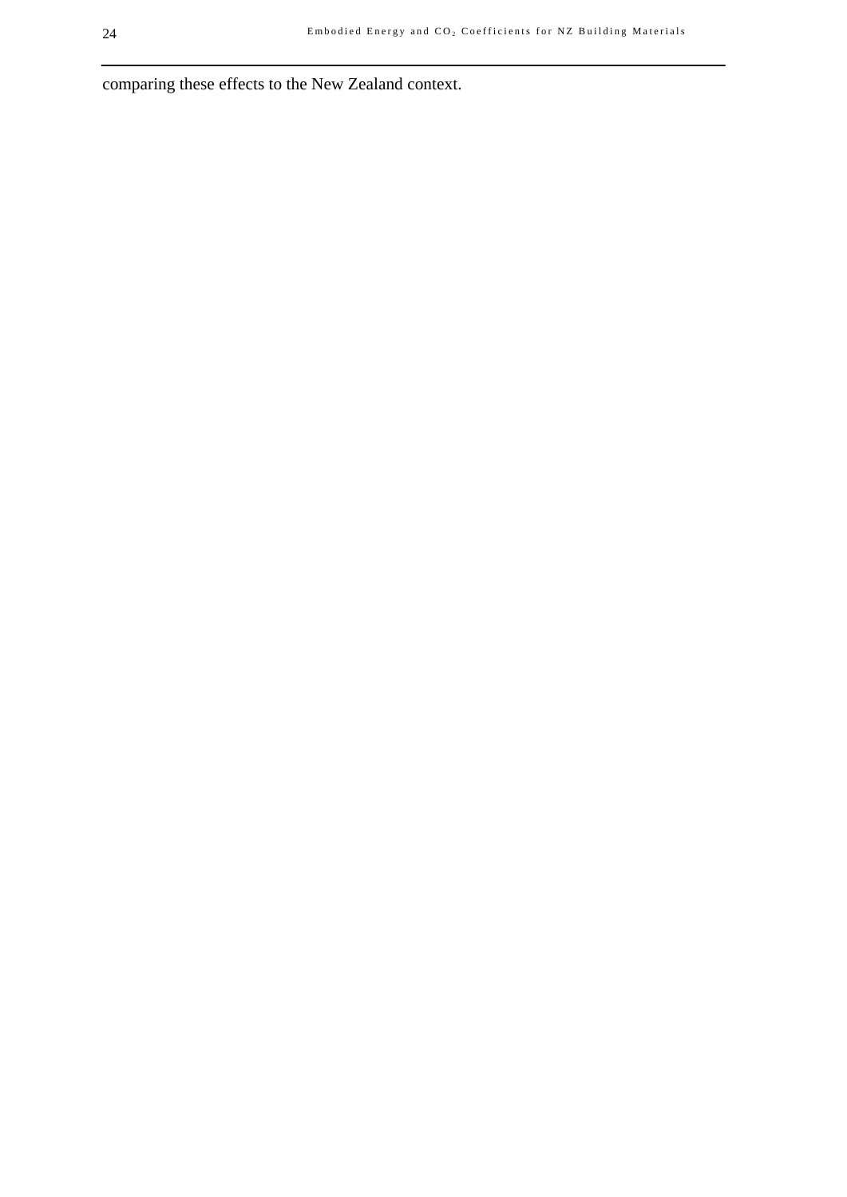comparing these effects to the New Zealand context.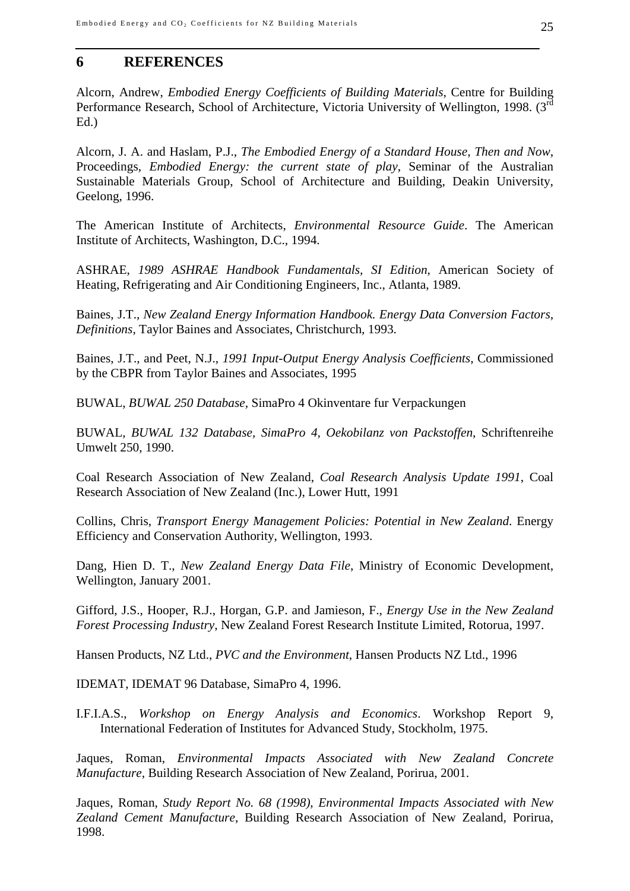## 6 REFERENCES

Alcorn, Andrew, *Embodied Energy Coefficients of Building Materials*, Centre for Building Performance Research, School of Architecture, Victoria University of Wellington, 1998. (3rd Ed.)

Alcorn, J. A. and Haslam, P.J., *The Embodied Energy of a Standard House, Then and Now*, Proceedings, *Embodied Energy: the current state of play*, Seminar of the Australian Sustainable Materials Group, School of Architecture and Building, Deakin University, Geelong, 1996.

The American Institute of Architects, *Environmental Resource Guide*. The American Institute of Architects, Washington, D.C., 1994.

ASHRAE, *1989 ASHRAE Handbook Fundamentals, SI Edition*, American Society of Heating, Refrigerating and Air Conditioning Engineers, Inc., Atlanta, 1989.

Baines, J.T., *New Zealand Energy Information Handbook. Energy Data Conversion Factors, Definitions*, Taylor Baines and Associates, Christchurch, 1993.

Baines, J.T., and Peet, N.J., *1991 Input-Output Energy Analysis Coefficients*, Commissioned by the CBPR from Taylor Baines and Associates, 1995

BUWAL, *BUWAL 250 Database*, SimaPro 4 Okinventare fur Verpackungen

BUWAL, *BUWAL 132 Database, SimaPro 4, Oekobilanz von Packstoffen,* Schriftenreihe Umwelt 250, 1990.

Coal Research Association of New Zealand, *Coal Research Analysis Update 1991*, Coal Research Association of New Zealand (Inc.), Lower Hutt, 1991

Collins, Chris, *Transport Energy Management Policies: Potential in New Zealand*. Energy Efficiency and Conservation Authority, Wellington, 1993.

Dang, Hien D. T., *New Zealand Energy Data File*, Ministry of Economic Development, Wellington, January 2001.

Gifford, J.S., Hooper, R.J., Horgan, G.P. and Jamieson, F., *Energy Use in the New Zealand Forest Processing Industry*, New Zealand Forest Research Institute Limited, Rotorua, 1997.

Hansen Products, NZ Ltd., *PVC and the Environment*, Hansen Products NZ Ltd., 1996

IDEMAT, IDEMAT 96 Database, SimaPro 4, 1996.

I.F.I.A.S., *Workshop on Energy Analysis and Economics*. Workshop Report 9, International Federation of Institutes for Advanced Study, Stockholm, 1975.

Jaques, Roman, *Environmental Impacts Associated with New Zealand Concrete Manufacture*, Building Research Association of New Zealand, Porirua, 2001.

Jaques, Roman, *Study Report No. 68 (1998), Environmental Impacts Associated with New Zealand Cement Manufacture*, Building Research Association of New Zealand, Porirua, 1998.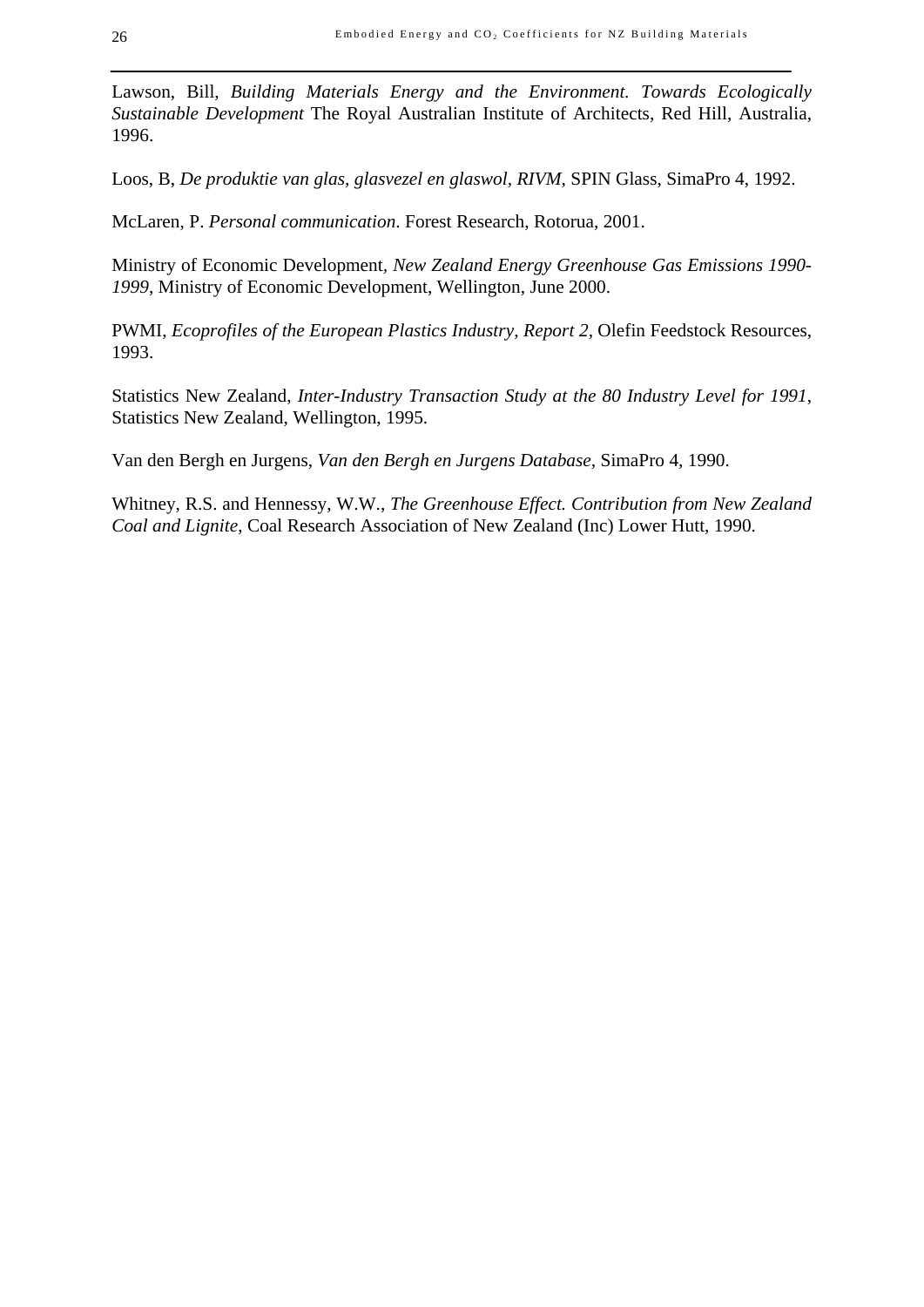Lawson, Bill, *Building Materials Energy and the Environment. Towards Ecologically Sustainable Development* The Royal Australian Institute of Architects, Red Hill, Australia, 1996.

Loos, B, *De produktie van glas, glasvezel en glaswol*, *RIVM*, SPIN Glass, SimaPro 4, 1992.

McLaren, P. *Personal communication*. Forest Research, Rotorua, 2001.

Ministry of Economic Development, *New Zealand Energy Greenhouse Gas Emissions 1990-1999*, Ministry of Economic Development, Wellington, June 2000.

PWMI, *Ecoprofiles of the European Plastics Industry, Report 2*, Olefin Feedstock Resources, 1993.

Statistics New Zealand, *Inter-Industry Transaction Study at the 80 Industry Level for 1991*, Statistics New Zealand, Wellington, 1995.

Van den Bergh en Jurgens, *Van den Bergh en Jurgens Database*, SimaPro 4, 1990.

Whitney, R.S. and Hennessy, W.W., *The Greenhouse Effect. Contribution from New Zealand Coal and Lignite*, Coal Research Association of New Zealand (Inc) Lower Hutt, 1990.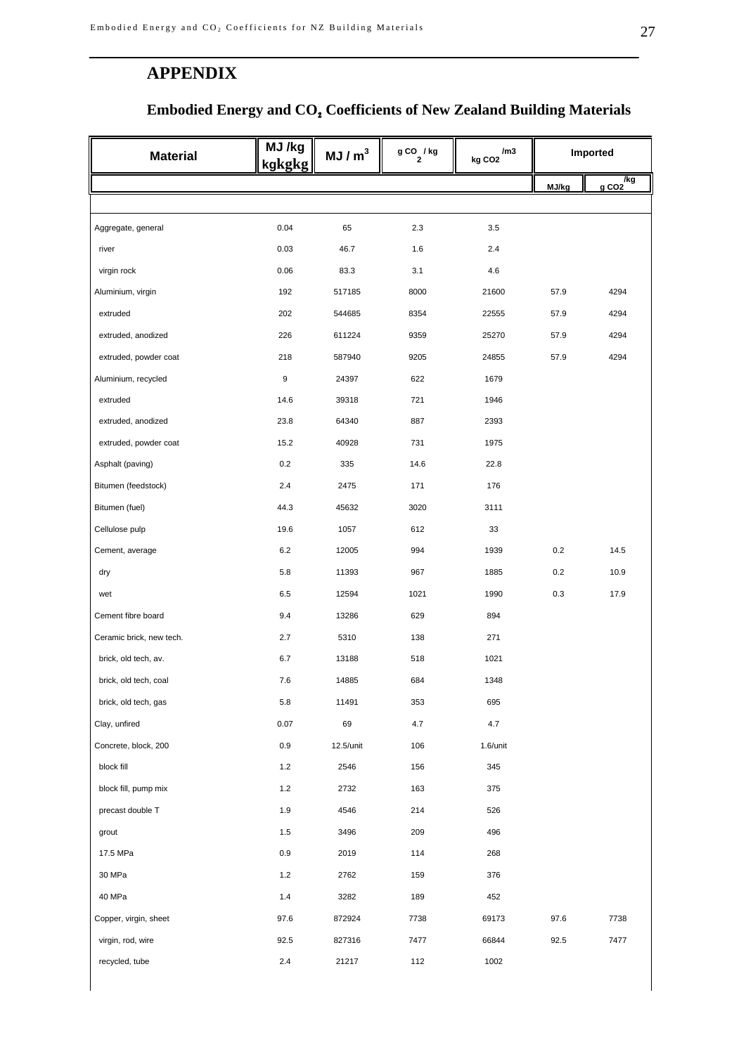## APPENDIX

### Embodied Energy and $CO_2$ Coefficients of New Zealand Building Materials

| Material | MJ /kg | MJ / $m^3$ | g $CO_2$ / kg | kg $CO_2$ /m3 | Imported | |
|---|---|---|---|---|---|---|
| | | | | | MJ/kg | g $CO_2$ /kg |
| Aggregate, general | 0.04 | 65 | 2.3 | 3.5 | | |
| river | 0.03 | 46.7 | 1.6 | 2.4 | | |
| virgin rock | 0.06 | 83.3 | 3.1 | 4.6 | | |
| Aluminium, virgin | 192 | 517185 | 8000 | 21600 | 57.9 | 4294 |
| extruded | 202 | 544685 | 8354 | 22555 | 57.9 | 4294 |
| extruded, anodized | 226 | 611224 | 9359 | 25270 | 57.9 | 4294 |
| extruded, powder coat | 218 | 587940 | 9205 | 24855 | 57.9 | 4294 |
| Aluminium, recycled | 9 | 24397 | 622 | 1679 | | |
| extruded | 14.6 | 39318 | 721 | 1946 | | |
| extruded, anodized | 23.8 | 64340 | 887 | 2393 | | |
| extruded, powder coat | 15.2 | 40928 | 731 | 1975 | | |
| Asphalt (paving) | 0.2 | 335 | 14.6 | 22.8 | | |
| Bitumen (feedstock) | 2.4 | 2475 | 171 | 176 | | |
| Bitumen (fuel) | 44.3 | 45632 | 3020 | 3111 | | |
| Cellulose pulp | 19.6 | 1057 | 612 | 33 | | |
| Cement, average | 6.2 | 12005 | 994 | 1939 | 0.2 | 14.5 |
| dry | 5.8 | 11393 | 967 | 1885 | 0.2 | 10.9 |
| wet | 6.5 | 12594 | 1021 | 1990 | 0.3 | 17.9 |
| Cement fibre board | 9.4 | 13286 | 629 | 894 | | |
| Ceramic brick, new tech. | 2.7 | 5310 | 138 | 271 | | |
| brick, old tech, av. | 6.7 | 13188 | 518 | 1021 | | |
| brick, old tech, coal | 7.6 | 14885 | 684 | 1348 | | |
| brick, old tech, gas | 5.8 | 11491 | 353 | 695 | | |
| Clay, unfired | 0.07 | 69 | 4.7 | 4.7 | | |
| Concrete, block, 200 | 0.9 | 12.5/unit | 106 | 1.6/unit | | |
| block fill | 1.2 | 2546 | 156 | 345 | | |
| block fill, pump mix | 1.2 | 2732 | 163 | 375 | | |
| precast double T | 1.9 | 4546 | 214 | 526 | | |
| grout | 1.5 | 3496 | 209 | 496 | | |
| 17.5 MPa | 0.9 | 2019 | 114 | 268 | | |
| 30 MPa | 1.2 | 2762 | 159 | 376 | | |
| 40 MPa | 1.4 | 3282 | 189 | 452 | | |
| Copper, virgin, sheet | 97.6 | 872924 | 7738 | 69173 | 97.6 | 7738 |
| virgin, rod, wire | 92.5 | 827316 | 7477 | 66844 | 92.5 | 7477 |
| recycled, tube | 2.4 | 21217 | 112 | 1002 | | |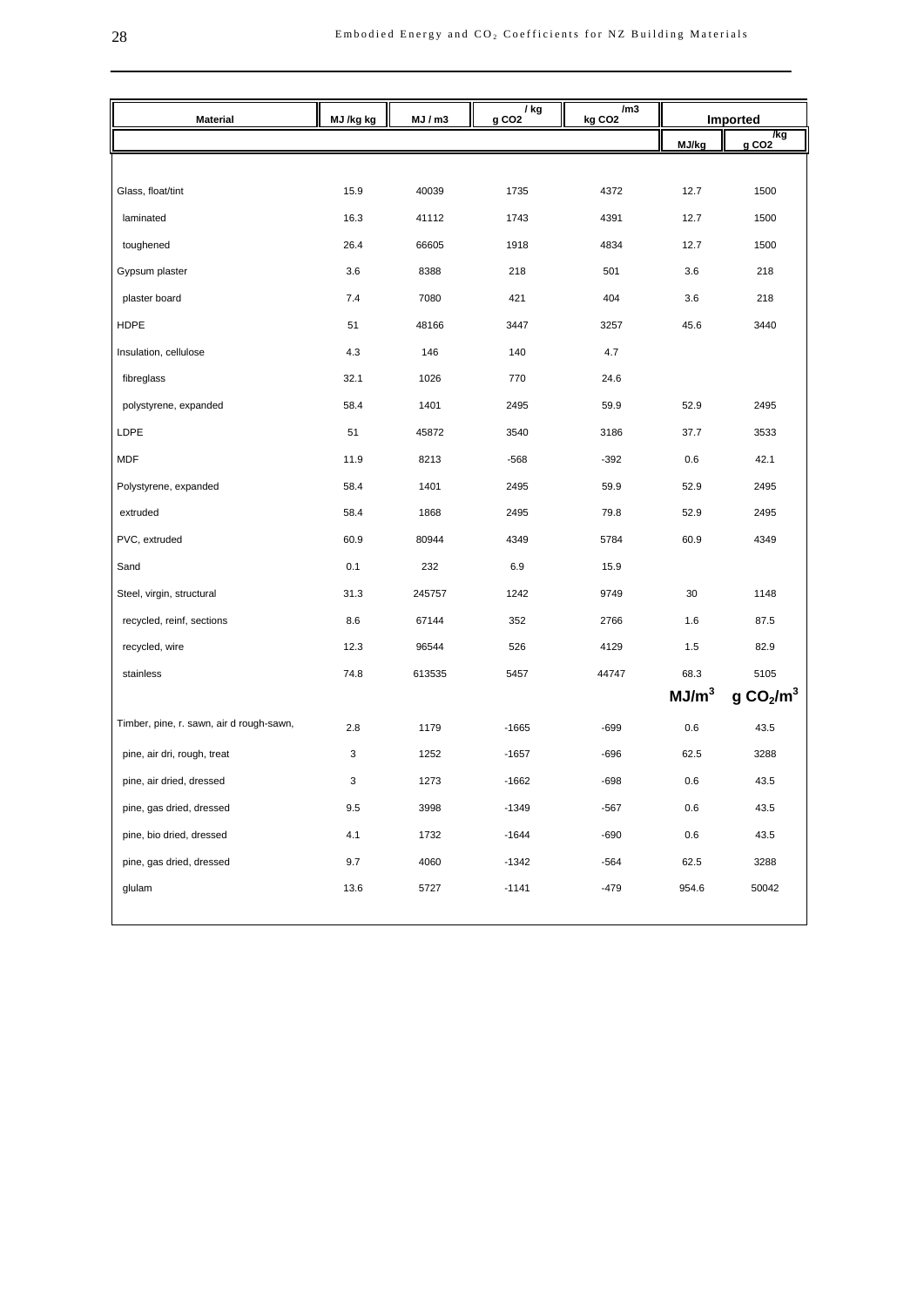| Material | MJ /kg kg | MJ / m3 | g $CO_2$ / kg | kg $CO_2$ /m3 | Imported | |
|---|---|---|---|---|---|---|
| | | | | | MJ/kg | g $CO_2$ /kg |
| Glass, float/tint | 15.9 | 40039 | 1735 | 4372 | 12.7 | 1500 |
| laminated | 16.3 | 41112 | 1743 | 4391 | 12.7 | 1500 |
| toughened | 26.4 | 66605 | 1918 | 4834 | 12.7 | 1500 |
| Gypsum plaster | 3.6 | 8388 | 218 | 501 | 3.6 | 218 |
| plaster board | 7.4 | 7080 | 421 | 404 | 3.6 | 218 |
| HDPE | 51 | 48166 | 3447 | 3257 | 45.6 | 3440 |
| Insulation, cellulose | 4.3 | 146 | 140 | 4.7 | | |
| fibreglass | 32.1 | 1026 | 770 | 24.6 | | |
| polystyrene, expanded | 58.4 | 1401 | 2495 | 59.9 | 52.9 | 2495 |
| LDPE | 51 | 45872 | 3540 | 3186 | 37.7 | 3533 |
| MDF | 11.9 | 8213 | -568 | -392 | 0.6 | 42.1 |
| Polystyrene, expanded | 58.4 | 1401 | 2495 | 59.9 | 52.9 | 2495 |
| extruded | 58.4 | 1868 | 2495 | 79.8 | 52.9 | 2495 |
| PVC, extruded | 60.9 | 80944 | 4349 | 5784 | 60.9 | 4349 |
| Sand | 0.1 | 232 | 6.9 | 15.9 | | |
| Steel, virgin, structural | 31.3 | 245757 | 1242 | 9749 | 30 | 1148 |
| recycled, reinf, sections | 8.6 | 67144 | 352 | 2766 | 1.6 | 87.5 |
| recycled, wire | 12.3 | 96544 | 526 | 4129 | 1.5 | 82.9 |
| stainless | 74.8 | 613535 | 5457 | 44747 | 68.3 | 5105 |
| | | | | | **$MJ/m^3$** | **g $CO_2/m^3$** |
| Timber, pine, r. sawn, air d rough-sawn, | 2.8 | 1179 | -1665 | -699 | 0.6 | 43.5 |
| pine, air dri, rough, treat | 3 | 1252 | -1657 | -696 | 62.5 | 3288 |
| pine, air dried, dressed | 3 | 1273 | -1662 | -698 | 0.6 | 43.5 |
| pine, gas dried, dressed | 9.5 | 3998 | -1349 | -567 | 0.6 | 43.5 |
| pine, bio dried, dressed | 4.1 | 1732 | -1644 | -690 | 0.6 | 43.5 |
| pine, gas dried, dressed | 9.7 | 4060 | -1342 | -564 | 62.5 | 3288 |
| glulam | 13.6 | 5727 | -1141 | -479 | 954.6 | 50042 |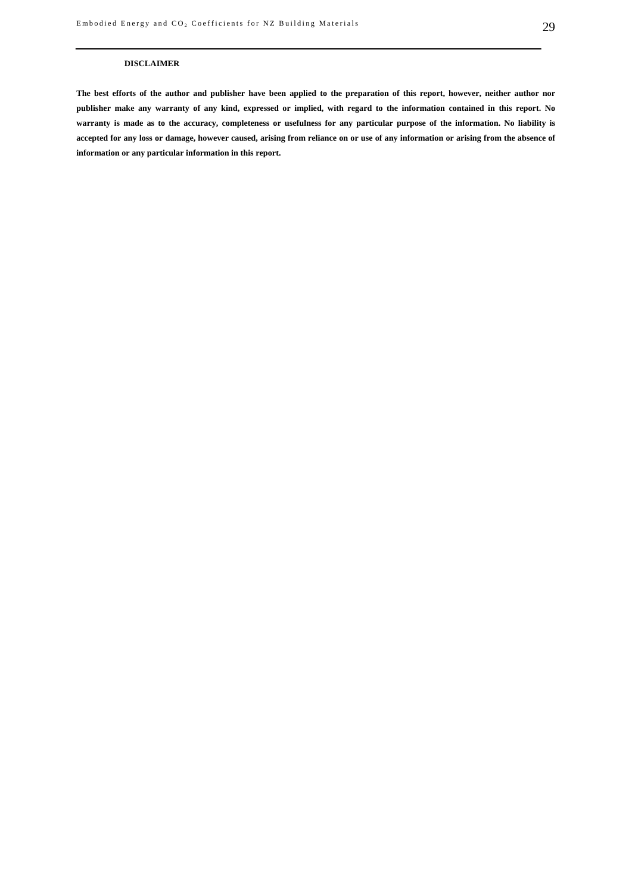**DISCLAIMER**

**The best efforts of the author and publisher have been applied to the preparation of this report, however, neither author nor publisher make any warranty of any kind, expressed or implied, with regard to the information contained in this report. No warranty is made as to the accuracy, completeness or usefulness for any particular purpose of the information. No liability is accepted for any loss or damage, however caused, arising from reliance on or use of any information or arising from the absence of information or any particular information in this report.**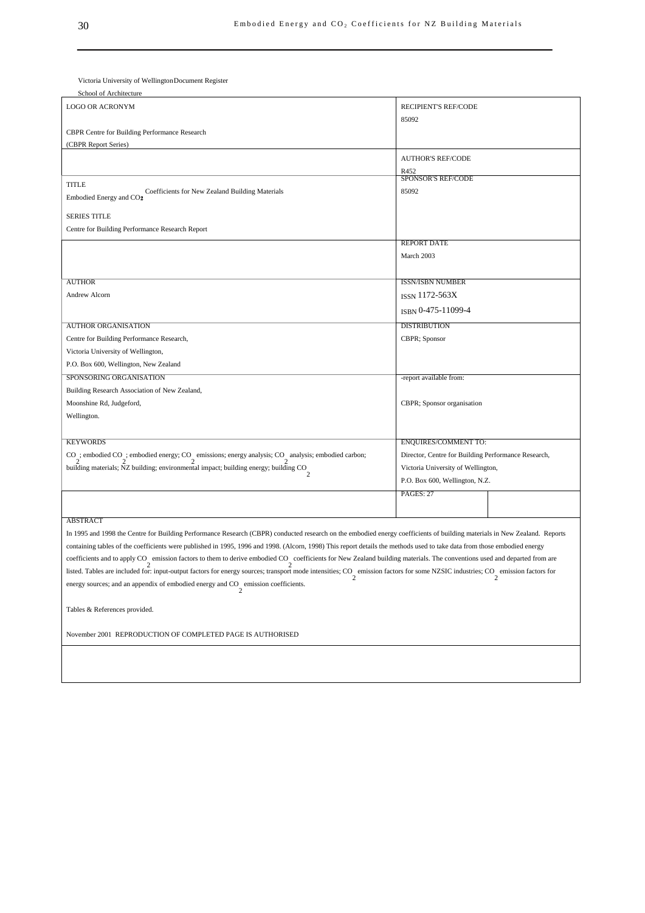Victoria University of Wellington Document Register

School of Architecture

| LOGO OR ACRONYM<br><br>CBPR Centre for Building Performance Research<br>(CBPR Report Series) | RECIPIENT'S REF/CODE<br>85092 |
|---|---|
| | AUTHOR'S REF/CODE<br>R452 |
| TITLE<br>Embodied Energy and $CO_2$ Coefficients for New Zealand Building Materials<br><br>SERIES TITLE<br>Centre for Building Performance Research Report | SPONSOR'S REF/CODE<br>85092 |
| | REPORT DATE<br>March 2003 |
| AUTHOR<br>Andrew Alcorn | ISSN/ISBN NUMBER<br>ISSN 1172-563X<br>ISBN 0-475-11099-4 |
| AUTHOR ORGANISATION<br>Centre for Building Performance Research,<br>Victoria University of Wellington,<br>P.O. Box 600, Wellington, New Zealand | DISTRIBUTION<br>CBPR; Sponsor |
| SPONSORING ORGANISATION<br>Building Research Association of New Zealand,<br>Moonshine Rd, Judgeford,<br>Wellington. | -report available from:<br><br>CBPR; Sponsor organisation |
| KEYWORDS<br>$CO_2$; embodied $CO_2$; embodied energy; $CO_2$ emissions; energy analysis; $CO_2$ analysis; embodied carbon; building materials; NZ building; environmental impact; building energy; building $CO_2$ | ENQUIRES/COMMENT TO:<br>Director, Centre for Building Performance Research,<br>Victoria University of Wellington,<br>P.O. Box 600, Wellington, N.Z. |
| | PAGES: 27 |

ABSTRACT

In 1995 and 1998 the Centre for Building Performance Research (CBPR) conducted research on the embodied energy coefficients of building materials in New Zealand. Reports containing tables of the coefficients were published in 1995, 1996 and 1998. (Alcorn, 1998) This report details the methods used to take data from those embodied energy coefficients and to apply $CO_2$ emission factors to them to derive embodied $CO_2$ coefficients for New Zealand building materials. The conventions used and departed from are listed. Tables are included for: input-output factors for energy sources; transport mode intensities; $CO_2$ emission factors for some NZSIC industries; $CO_2$ emission factors for energy sources; and an appendix of embodied energy and $CO_2$ emission coefficients.

Tables & References provided.

November 2001 REPRODUCTION OF COMPLETED PAGE IS AUTHORISED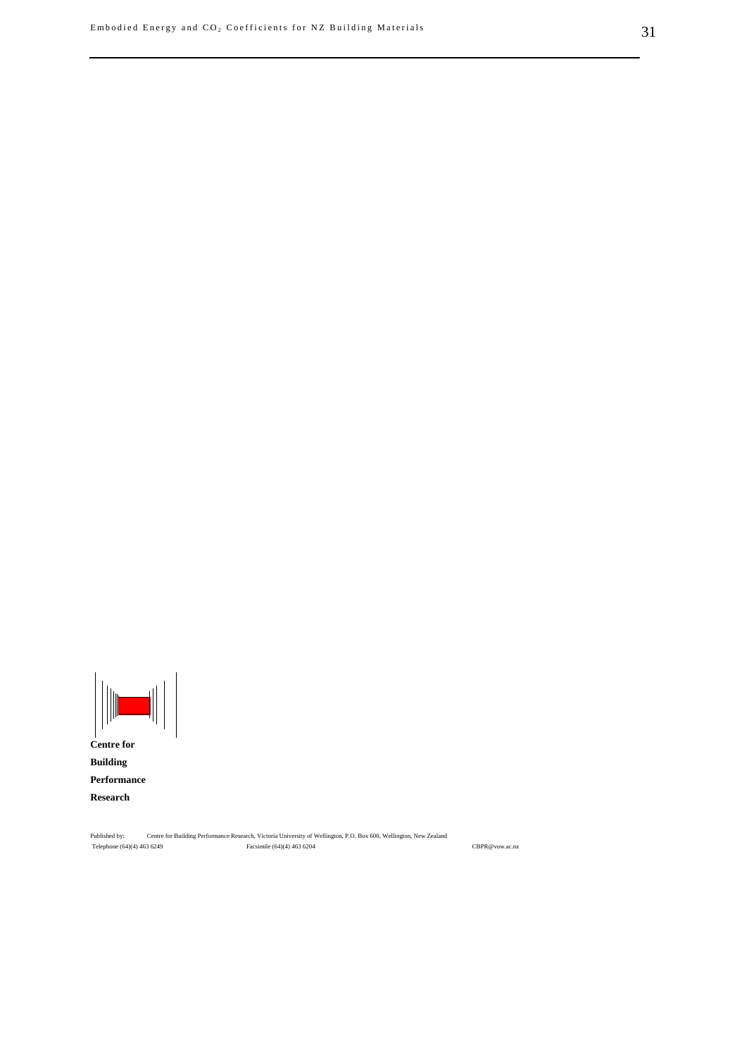**Centre for**

**Building**

**Performance**

**Research**

Published by: Centre for Building Performance Research, Victoria University of Wellington, P.O. Box 600, Wellington, New Zealand

Telephone (64)(4) 463 6249 Facsimile (64)(4) 463 6204 CBPR@vuw.ac.nz